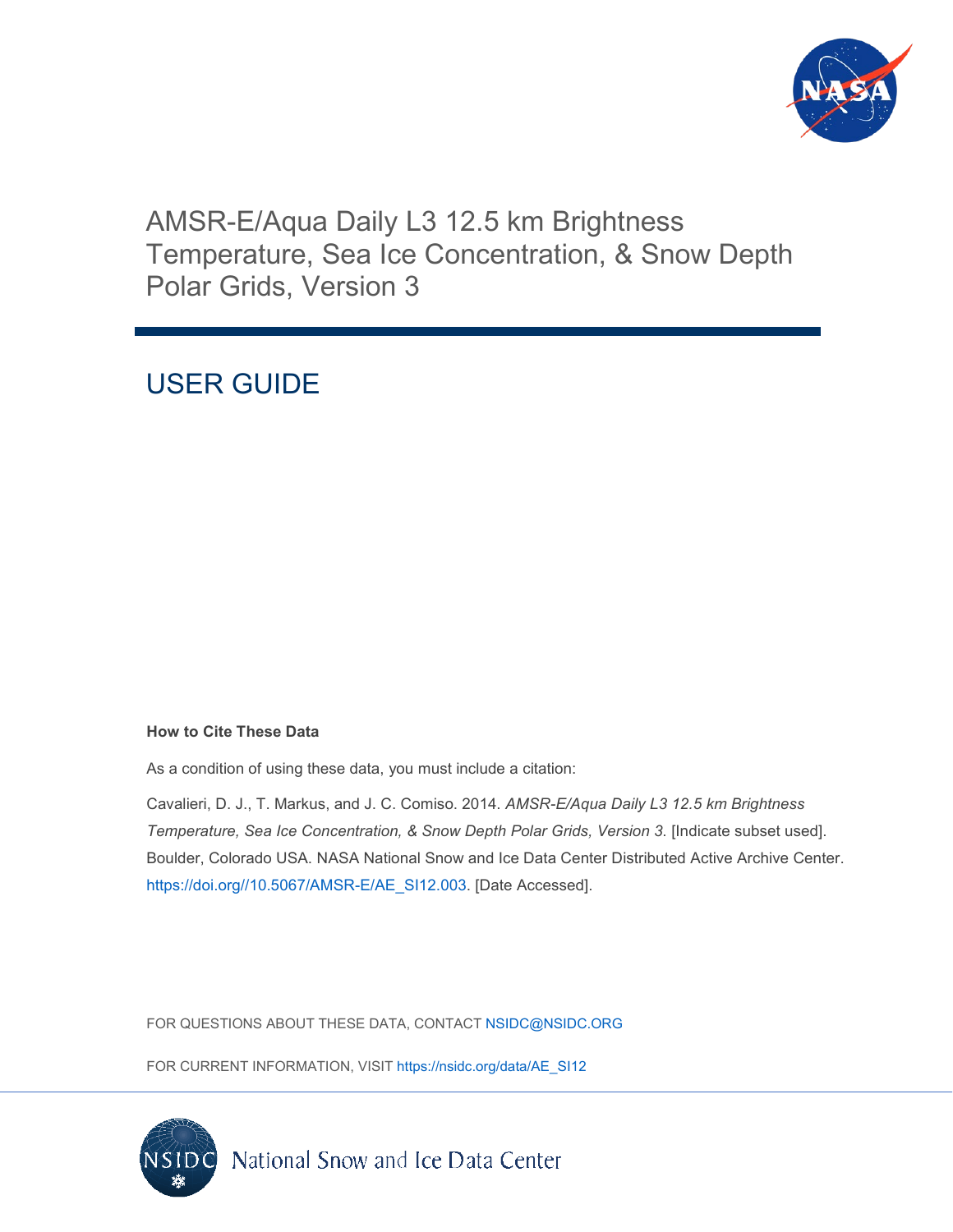# AMSR-E/Aqua Daily L3 12.5 km Brightness Temperature, Sea Ice Concentration, & Snow Depth Polar Grids, Version 3

## USER GUIDE

**How to Cite These Data**

As a condition of using these data, you must include a citation:

Cavalieri, D. J., T. Markus, and J. C. Comiso. 2014. *AMSR-E/Aqua Daily L3 12.5 km Brightness Temperature, Sea Ice Concentration, & Snow Depth Polar Grids, Version 3*. [Indicate subset used]. Boulder, Colorado USA. NASA National Snow and Ice Data Center Distributed Active Archive Center. https://doi.org//10.5067/AMSR-E/AE_SI12.003. [Date Accessed].

FOR QUESTIONS ABOUT THESE DATA, CONTACT NSIDC@NSIDC.ORG

FOR CURRENT INFORMATION, VISIT https://nsidc.org/data/AE_SI12

National Snow and Ice Data Center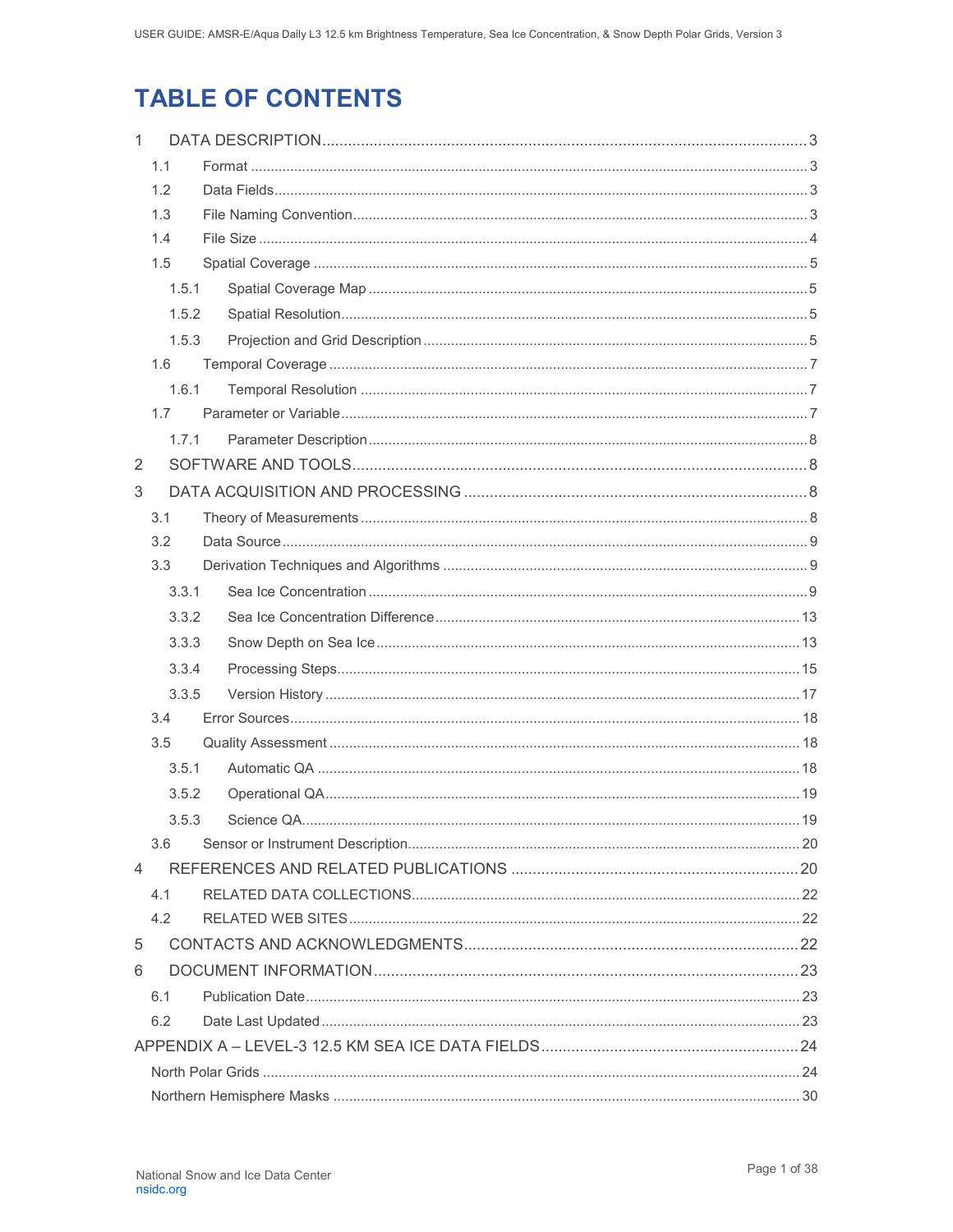# TABLE OF CONTENTS

1 DATA DESCRIPTION ..... 3
- 1.1 Format ..... 3
- 1.2 Data Fields ..... 3
- 1.3 File Naming Convention ..... 3
- 1.4 File Size ..... 4
- 1.5 Spatial Coverage ..... 5
  - 1.5.1 Spatial Coverage Map ..... 5
  - 1.5.2 Spatial Resolution ..... 5
  - 1.5.3 Projection and Grid Description ..... 5
- 1.6 Temporal Coverage ..... 7
  - 1.6.1 Temporal Resolution ..... 7
- 1.7 Parameter or Variable ..... 7
  - 1.7.1 Parameter Description ..... 8

2 SOFTWARE AND TOOLS ..... 8

3 DATA ACQUISITION AND PROCESSING ..... 8
- 3.1 Theory of Measurements ..... 8
- 3.2 Data Source ..... 9
- 3.3 Derivation Techniques and Algorithms ..... 9
  - 3.3.1 Sea Ice Concentration ..... 9
  - 3.3.2 Sea Ice Concentration Difference ..... 13
  - 3.3.3 Snow Depth on Sea Ice ..... 13
  - 3.3.4 Processing Steps ..... 15
  - 3.3.5 Version History ..... 17
- 3.4 Error Sources ..... 18
- 3.5 Quality Assessment ..... 18
  - 3.5.1 Automatic QA ..... 18
  - 3.5.2 Operational QA ..... 19
  - 3.5.3 Science QA ..... 19
- 3.6 Sensor or Instrument Description ..... 20

4 REFERENCES AND RELATED PUBLICATIONS ..... 20
- 4.1 RELATED DATA COLLECTIONS ..... 22
- 4.2 RELATED WEB SITES ..... 22

5 CONTACTS AND ACKNOWLEDGMENTS ..... 22

6 DOCUMENT INFORMATION ..... 23
- 6.1 Publication Date ..... 23
- 6.2 Date Last Updated ..... 23

APPENDIX A – LEVEL-3 12.5 KM SEA ICE DATA FIELDS ..... 24
- North Polar Grids ..... 24
- Northern Hemisphere Masks ..... 30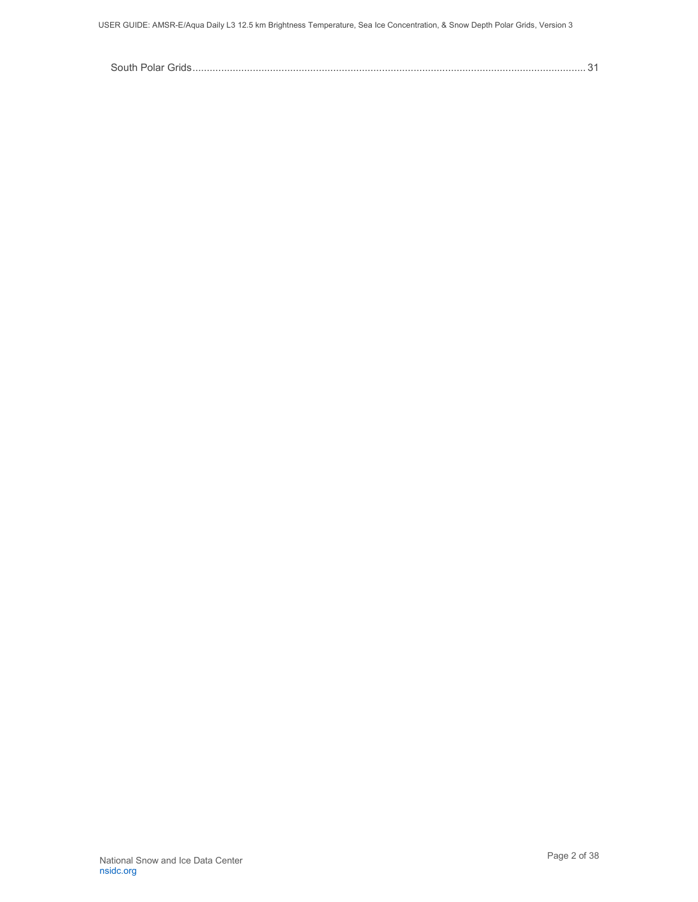South Polar Grids........................................................................................................................................ 31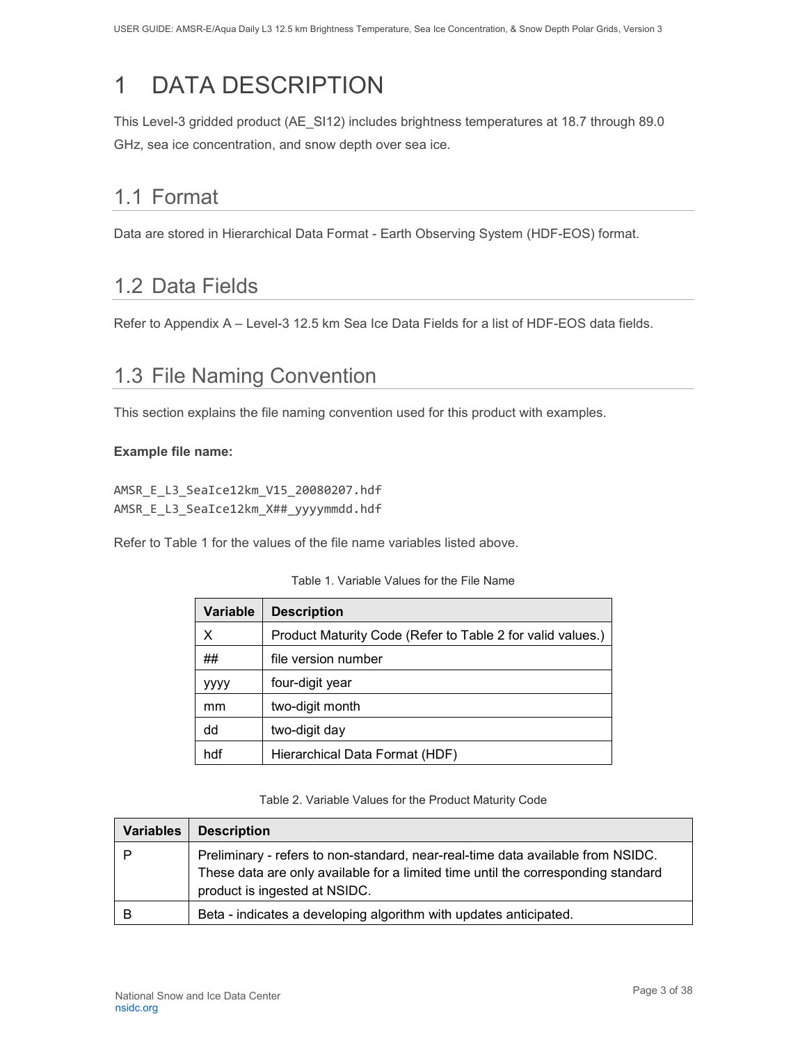# 1 DATA DESCRIPTION

This Level-3 gridded product (AE_SI12) includes brightness temperatures at 18.7 through 89.0 GHz, sea ice concentration, and snow depth over sea ice.

## 1.1 Format

Data are stored in Hierarchical Data Format - Earth Observing System (HDF-EOS) format.

## 1.2 Data Fields

Refer to Appendix A – Level-3 12.5 km Sea Ice Data Fields for a list of HDF-EOS data fields.

## 1.3 File Naming Convention

This section explains the file naming convention used for this product with examples.

**Example file name:**

```
AMSR_E_L3_SeaIce12km_V15_20080207.hdf
AMSR_E_L3_SeaIce12km_X##_yyyymmdd.hdf
```

Refer to Table 1 for the values of the file name variables listed above.

Table 1. Variable Values for the File Name

| Variable | Description |
|---|---|
| X | Product Maturity Code (Refer to Table 2 for valid values.) |
| ## | file version number |
| yyyy | four-digit year |
| mm | two-digit month |
| dd | two-digit day |
| hdf | Hierarchical Data Format (HDF) |

Table 2. Variable Values for the Product Maturity Code

| Variables | Description |
|---|---|
| P | Preliminary - refers to non-standard, near-real-time data available from NSIDC. These data are only available for a limited time until the corresponding standard product is ingested at NSIDC. |
| B | Beta - indicates a developing algorithm with updates anticipated. |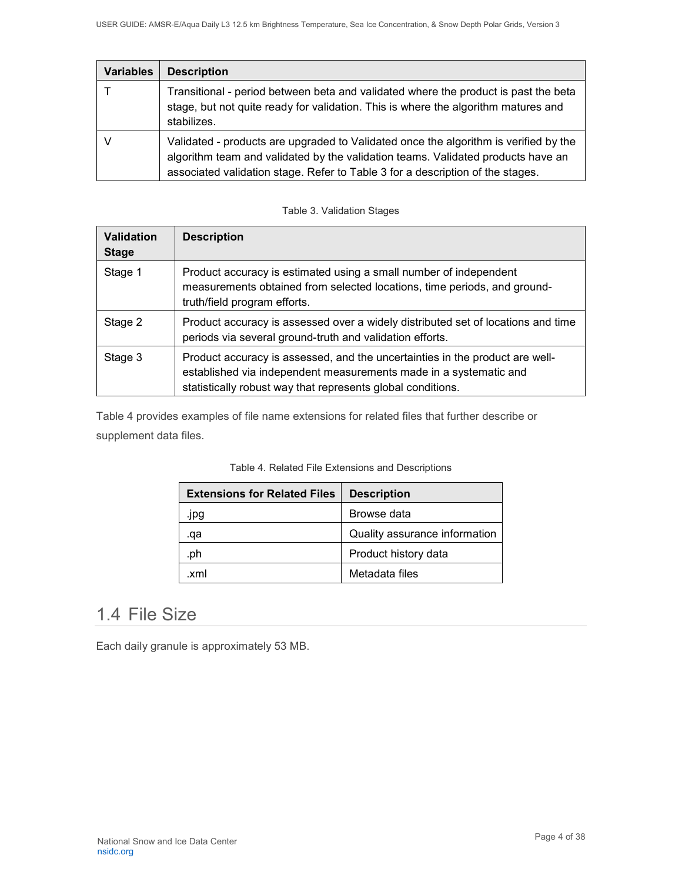| Variables | Description |
|---|---|
| T | Transitional - period between beta and validated where the product is past the beta stage, but not quite ready for validation. This is where the algorithm matures and stabilizes. |
| V | Validated - products are upgraded to Validated once the algorithm is verified by the algorithm team and validated by the validation teams. Validated products have an associated validation stage. Refer to Table 3 for a description of the stages. |

Table 3. Validation Stages

| Validation Stage | Description |
|---|---|
| Stage 1 | Product accuracy is estimated using a small number of independent measurements obtained from selected locations, time periods, and ground-truth/field program efforts. |
| Stage 2 | Product accuracy is assessed over a widely distributed set of locations and time periods via several ground-truth and validation efforts. |
| Stage 3 | Product accuracy is assessed, and the uncertainties in the product are well-established via independent measurements made in a systematic and statistically robust way that represents global conditions. |

Table 4 provides examples of file name extensions for related files that further describe or supplement data files.

Table 4. Related File Extensions and Descriptions

| Extensions for Related Files | Description |
|---|---|
| .jpg | Browse data |
| .qa | Quality assurance information |
| .ph | Product history data |
| .xml | Metadata files |

## 1.4 File Size

Each daily granule is approximately 53 MB.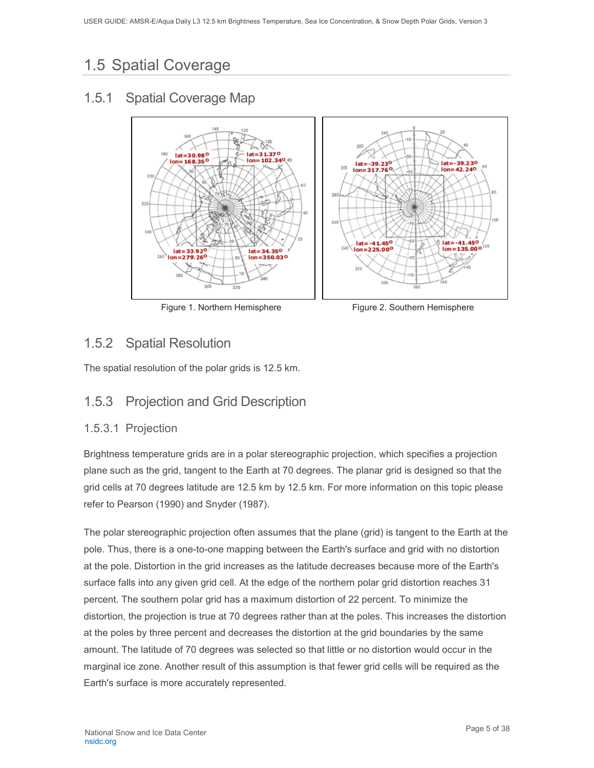## 1.5 Spatial Coverage

### 1.5.1 Spatial Coverage Map

Figure 1. Northern Hemisphere

Figure 2. Southern Hemisphere

### 1.5.2 Spatial Resolution

The spatial resolution of the polar grids is 12.5 km.

### 1.5.3 Projection and Grid Description

#### 1.5.3.1 Projection

Brightness temperature grids are in a polar stereographic projection, which specifies a projection plane such as the grid, tangent to the Earth at 70 degrees. The planar grid is designed so that the grid cells at 70 degrees latitude are 12.5 km by 12.5 km. For more information on this topic please refer to Pearson (1990) and Snyder (1987).

The polar stereographic projection often assumes that the plane (grid) is tangent to the Earth at the pole. Thus, there is a one-to-one mapping between the Earth's surface and grid with no distortion at the pole. Distortion in the grid increases as the latitude decreases because more of the Earth's surface falls into any given grid cell. At the edge of the northern polar grid distortion reaches 31 percent. The southern polar grid has a maximum distortion of 22 percent. To minimize the distortion, the projection is true at 70 degrees rather than at the poles. This increases the distortion at the poles by three percent and decreases the distortion at the grid boundaries by the same amount. The latitude of 70 degrees was selected so that little or no distortion would occur in the marginal ice zone. Another result of this assumption is that fewer grid cells will be required as the Earth's surface is more accurately represented.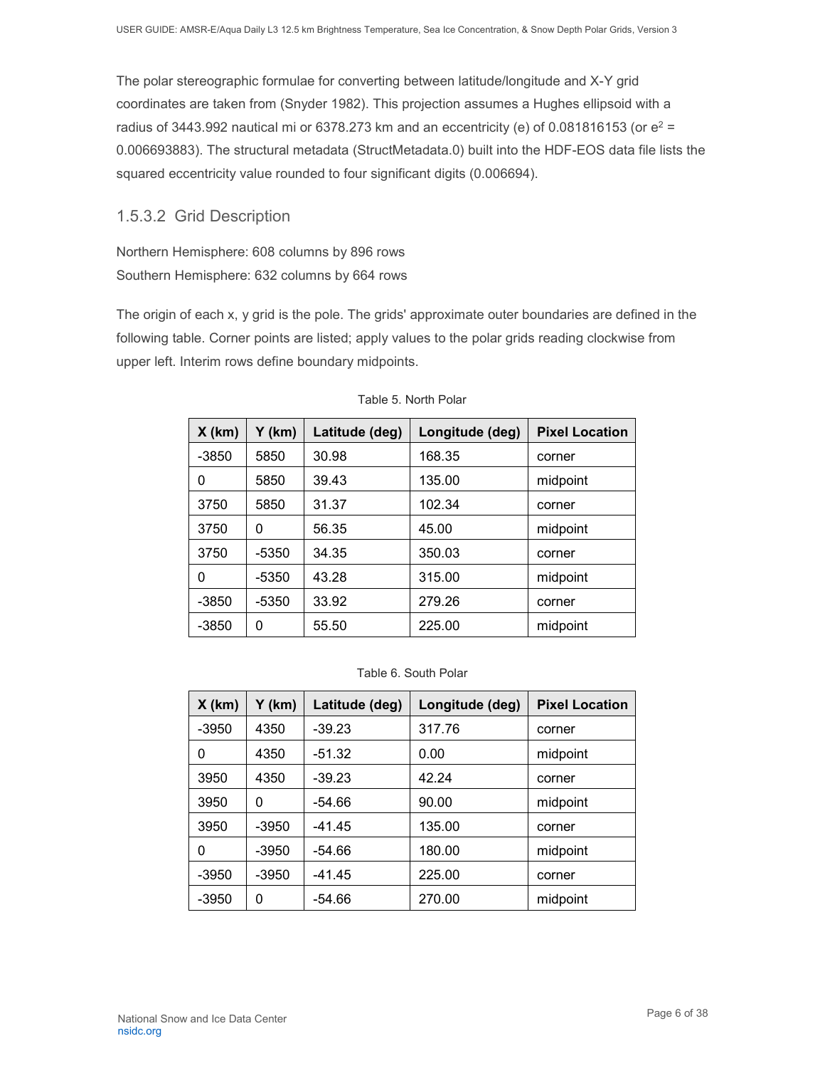The polar stereographic formulae for converting between latitude/longitude and X-Y grid coordinates are taken from (Snyder 1982). This projection assumes a Hughes ellipsoid with a radius of 3443.992 nautical mi or 6378.273 km and an eccentricity (e) of 0.081816153 (or $e^2$ = 0.006693883). The structural metadata (StructMetadata.0) built into the HDF-EOS data file lists the squared eccentricity value rounded to four significant digits (0.006694).

### 1.5.3.2 Grid Description

Northern Hemisphere: 608 columns by 896 rows
Southern Hemisphere: 632 columns by 664 rows

The origin of each x, y grid is the pole. The grids' approximate outer boundaries are defined in the following table. Corner points are listed; apply values to the polar grids reading clockwise from upper left. Interim rows define boundary midpoints.

Table 5. North Polar

| X (km) | Y (km) | Latitude (deg) | Longitude (deg) | Pixel Location |
|---|---|---|---|---|
| -3850 | 5850 | 30.98 | 168.35 | corner |
| 0 | 5850 | 39.43 | 135.00 | midpoint |
| 3750 | 5850 | 31.37 | 102.34 | corner |
| 3750 | 0 | 56.35 | 45.00 | midpoint |
| 3750 | -5350 | 34.35 | 350.03 | corner |
| 0 | -5350 | 43.28 | 315.00 | midpoint |
| -3850 | -5350 | 33.92 | 279.26 | corner |
| -3850 | 0 | 55.50 | 225.00 | midpoint |

Table 6. South Polar

| X (km) | Y (km) | Latitude (deg) | Longitude (deg) | Pixel Location |
|---|---|---|---|---|
| -3950 | 4350 | -39.23 | 317.76 | corner |
| 0 | 4350 | -51.32 | 0.00 | midpoint |
| 3950 | 4350 | -39.23 | 42.24 | corner |
| 3950 | 0 | -54.66 | 90.00 | midpoint |
| 3950 | -3950 | -41.45 | 135.00 | corner |
| 0 | -3950 | -54.66 | 180.00 | midpoint |
| -3950 | -3950 | -41.45 | 225.00 | corner |
| -3950 | 0 | -54.66 | 270.00 | midpoint |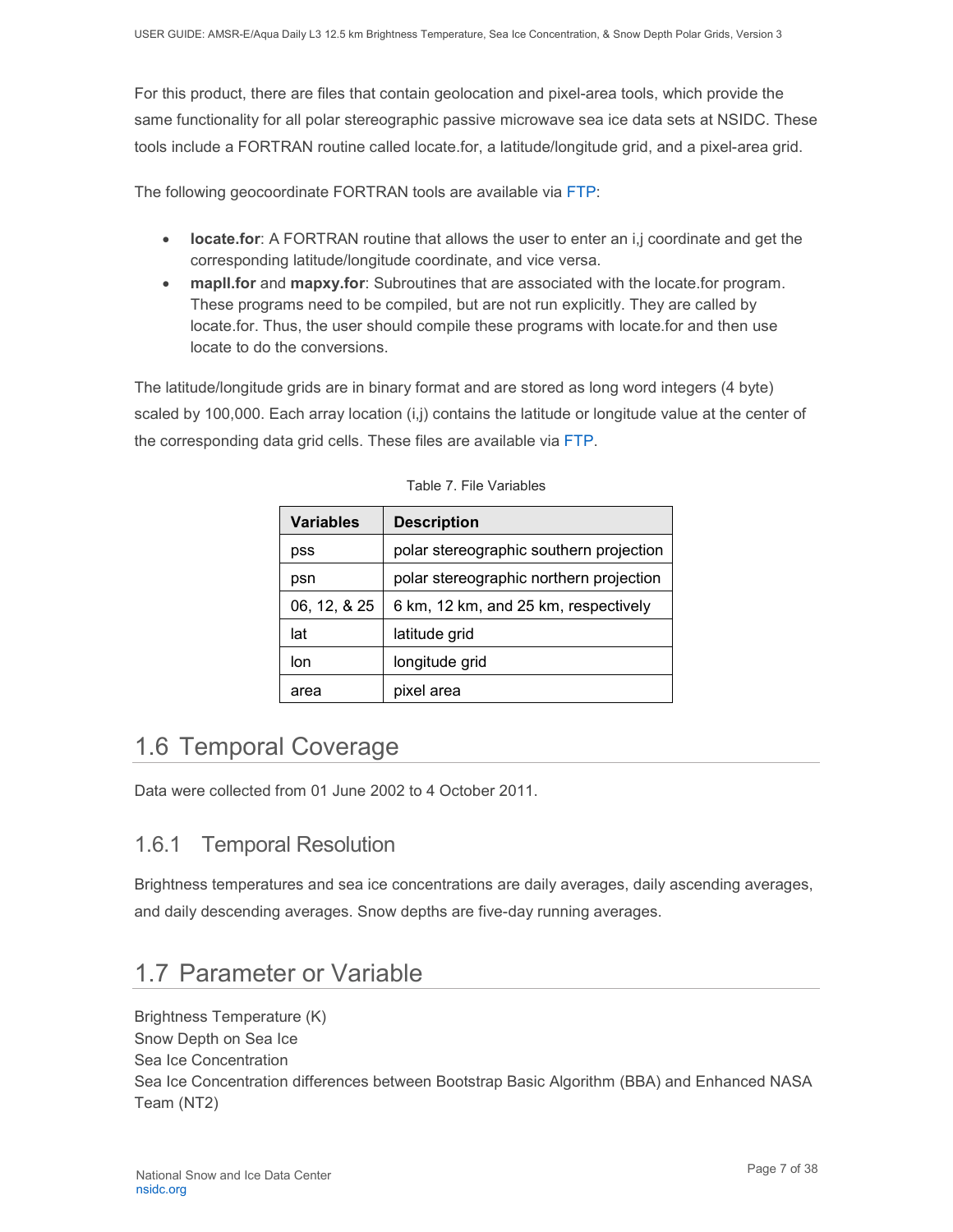For this product, there are files that contain geolocation and pixel-area tools, which provide the same functionality for all polar stereographic passive microwave sea ice data sets at NSIDC. These tools include a FORTRAN routine called locate.for, a latitude/longitude grid, and a pixel-area grid.

The following geocoordinate FORTRAN tools are available via FTP:

- **locate.for**: A FORTRAN routine that allows the user to enter an i,j coordinate and get the corresponding latitude/longitude coordinate, and vice versa.
- **mapll.for** and **mapxy.for**: Subroutines that are associated with the locate.for program. These programs need to be compiled, but are not run explicitly. They are called by locate.for. Thus, the user should compile these programs with locate.for and then use locate to do the conversions.

The latitude/longitude grids are in binary format and are stored as long word integers (4 byte) scaled by 100,000. Each array location (i,j) contains the latitude or longitude value at the center of the corresponding data grid cells. These files are available via FTP.

Table 7. File Variables

| Variables | Description |
| --- | --- |
| pss | polar stereographic southern projection |
| psn | polar stereographic northern projection |
| 06, 12, & 25 | 6 km, 12 km, and 25 km, respectively |
| lat | latitude grid |
| lon | longitude grid |
| area | pixel area |

## 1.6 Temporal Coverage

Data were collected from 01 June 2002 to 4 October 2011.

### 1.6.1 Temporal Resolution

Brightness temperatures and sea ice concentrations are daily averages, daily ascending averages, and daily descending averages. Snow depths are five-day running averages.

## 1.7 Parameter or Variable

Brightness Temperature (K)
Snow Depth on Sea Ice
Sea Ice Concentration
Sea Ice Concentration differences between Bootstrap Basic Algorithm (BBA) and Enhanced NASA Team (NT2)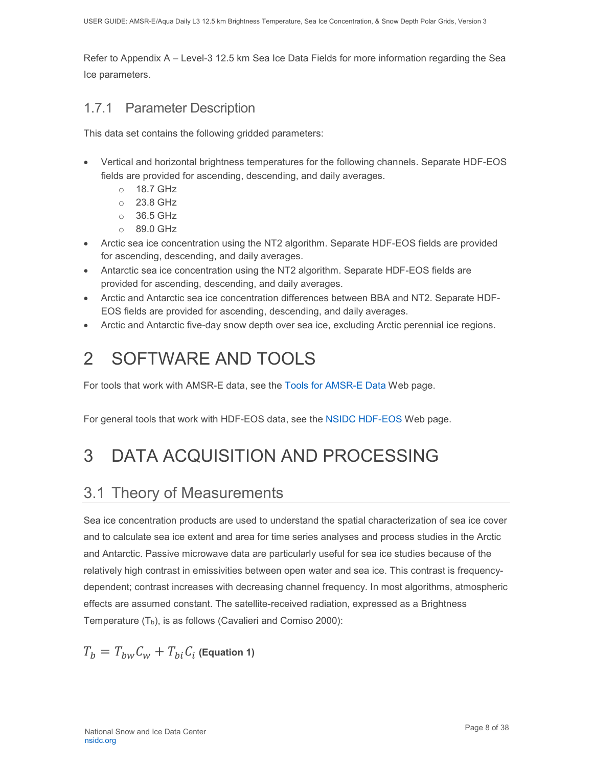Refer to Appendix A – Level-3 12.5 km Sea Ice Data Fields for more information regarding the Sea Ice parameters.

### 1.7.1 Parameter Description

This data set contains the following gridded parameters:

- Vertical and horizontal brightness temperatures for the following channels. Separate HDF-EOS fields are provided for ascending, descending, and daily averages.
    - 18.7 GHz
    - 23.8 GHz
    - 36.5 GHz
    - 89.0 GHz
- Arctic sea ice concentration using the NT2 algorithm. Separate HDF-EOS fields are provided for ascending, descending, and daily averages.
- Antarctic sea ice concentration using the NT2 algorithm. Separate HDF-EOS fields are provided for ascending, descending, and daily averages.
- Arctic and Antarctic sea ice concentration differences between BBA and NT2. Separate HDF-EOS fields are provided for ascending, descending, and daily averages.
- Arctic and Antarctic five-day snow depth over sea ice, excluding Arctic perennial ice regions.

# 2 SOFTWARE AND TOOLS

For tools that work with AMSR-E data, see the Tools for AMSR-E Data Web page.

For general tools that work with HDF-EOS data, see the NSIDC HDF-EOS Web page.

# 3 DATA ACQUISITION AND PROCESSING

## 3.1 Theory of Measurements

Sea ice concentration products are used to understand the spatial characterization of sea ice cover and to calculate sea ice extent and area for time series analyses and process studies in the Arctic and Antarctic. Passive microwave data are particularly useful for sea ice studies because of the relatively high contrast in emissivities between open water and sea ice. This contrast is frequency-dependent; contrast increases with decreasing channel frequency. In most algorithms, atmospheric effects are assumed constant. The satellite-received radiation, expressed as a Brightness Temperature ($T_b$), is as follows (Cavalieri and Comiso 2000):

$$T_b = T_{bw}C_w + T_{bi}C_i \quad \textbf{(Equation 1)}$$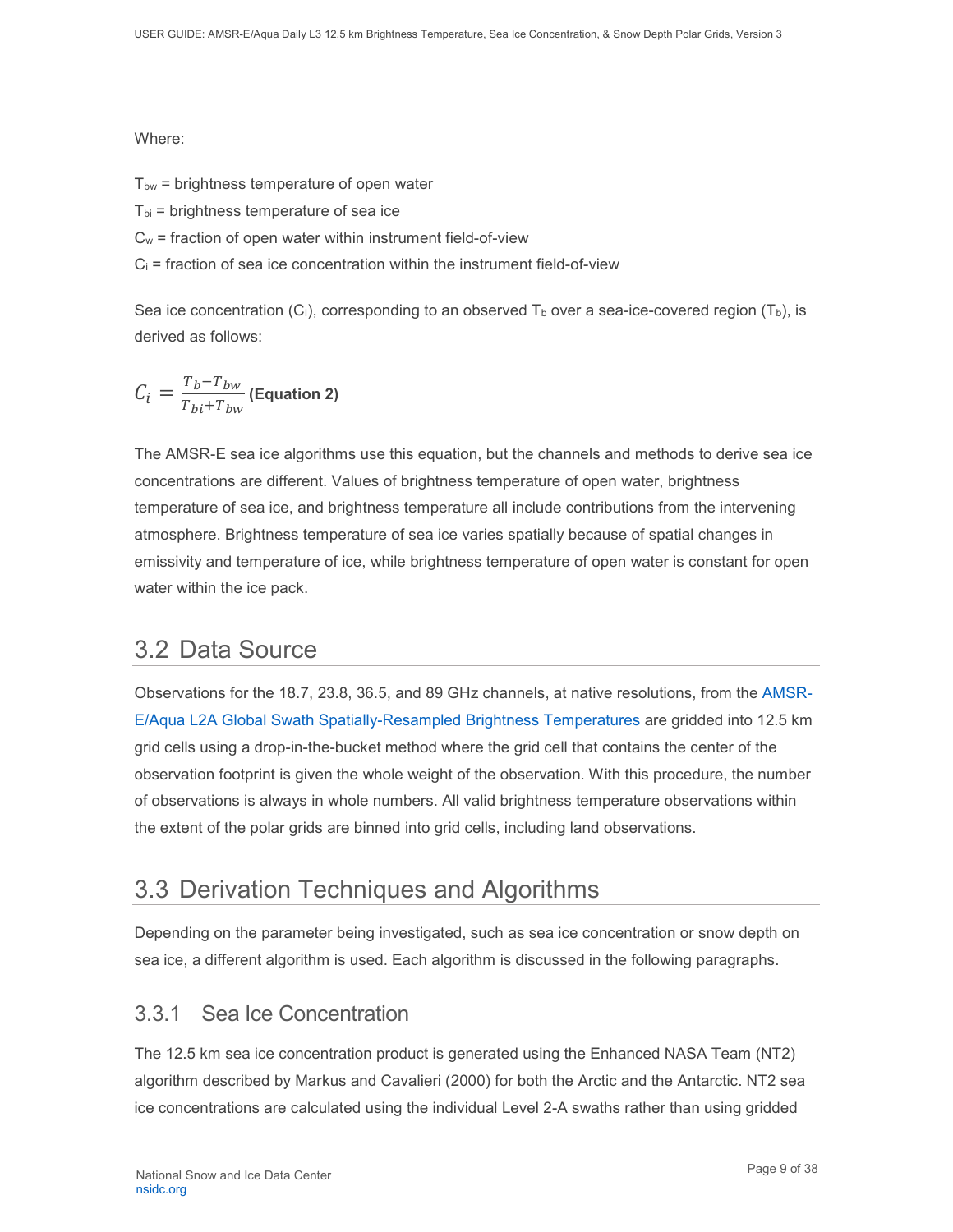Where:

$T_{bw}$ = brightness temperature of open water

$T_{bi}$ = brightness temperature of sea ice

$C_w$ = fraction of open water within instrument field-of-view

$C_i$ = fraction of sea ice concentration within the instrument field-of-view

Sea ice concentration ($C_I$), corresponding to an observed $T_b$ over a sea-ice-covered region ($T_b$), is derived as follows:

$$C_i = \frac{T_b - T_{bw}}{T_{bi} + T_{bw}} \textbf{ (Equation 2)}$$

The AMSR-E sea ice algorithms use this equation, but the channels and methods to derive sea ice concentrations are different. Values of brightness temperature of open water, brightness temperature of sea ice, and brightness temperature all include contributions from the intervening atmosphere. Brightness temperature of sea ice varies spatially because of spatial changes in emissivity and temperature of ice, while brightness temperature of open water is constant for open water within the ice pack.

## 3.2 Data Source

Observations for the 18.7, 23.8, 36.5, and 89 GHz channels, at native resolutions, from the AMSR-E/Aqua L2A Global Swath Spatially-Resampled Brightness Temperatures are gridded into 12.5 km grid cells using a drop-in-the-bucket method where the grid cell that contains the center of the observation footprint is given the whole weight of the observation. With this procedure, the number of observations is always in whole numbers. All valid brightness temperature observations within the extent of the polar grids are binned into grid cells, including land observations.

## 3.3 Derivation Techniques and Algorithms

Depending on the parameter being investigated, such as sea ice concentration or snow depth on sea ice, a different algorithm is used. Each algorithm is discussed in the following paragraphs.

### 3.3.1 Sea Ice Concentration

The 12.5 km sea ice concentration product is generated using the Enhanced NASA Team (NT2) algorithm described by Markus and Cavalieri (2000) for both the Arctic and the Antarctic. NT2 sea ice concentrations are calculated using the individual Level 2-A swaths rather than using gridded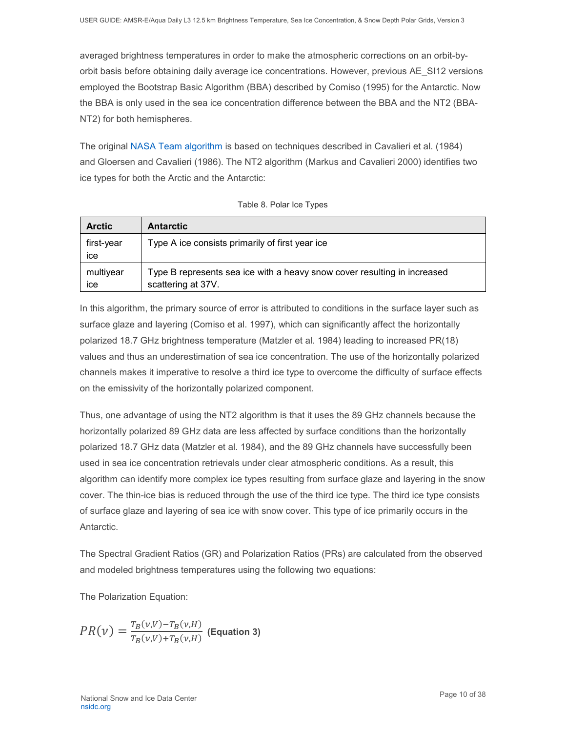averaged brightness temperatures in order to make the atmospheric corrections on an orbit-by-orbit basis before obtaining daily average ice concentrations. However, previous AE_SI12 versions employed the Bootstrap Basic Algorithm (BBA) described by Comiso (1995) for the Antarctic. Now the BBA is only used in the sea ice concentration difference between the BBA and the NT2 (BBA-NT2) for both hemispheres.

The original NASA Team algorithm is based on techniques described in Cavalieri et al. (1984) and Gloersen and Cavalieri (1986). The NT2 algorithm (Markus and Cavalieri 2000) identifies two ice types for both the Arctic and the Antarctic:

Table 8. Polar Ice Types

| Arctic | Antarctic |
| --- | --- |
| first-year ice | Type A ice consists primarily of first year ice |
| multiyear ice | Type B represents sea ice with a heavy snow cover resulting in increased scattering at 37V. |

In this algorithm, the primary source of error is attributed to conditions in the surface layer such as surface glaze and layering (Comiso et al. 1997), which can significantly affect the horizontally polarized 18.7 GHz brightness temperature (Matzler et al. 1984) leading to increased PR(18) values and thus an underestimation of sea ice concentration. The use of the horizontally polarized channels makes it imperative to resolve a third ice type to overcome the difficulty of surface effects on the emissivity of the horizontally polarized component.

Thus, one advantage of using the NT2 algorithm is that it uses the 89 GHz channels because the horizontally polarized 89 GHz data are less affected by surface conditions than the horizontally polarized 18.7 GHz data (Matzler et al. 1984), and the 89 GHz channels have successfully been used in sea ice concentration retrievals under clear atmospheric conditions. As a result, this algorithm can identify more complex ice types resulting from surface glaze and layering in the snow cover. The thin-ice bias is reduced through the use of the third ice type. The third ice type consists of surface glaze and layering of sea ice with snow cover. This type of ice primarily occurs in the Antarctic.

The Spectral Gradient Ratios (GR) and Polarization Ratios (PRs) are calculated from the observed and modeled brightness temperatures using the following two equations:

The Polarization Equation:

$$PR(\nu) = \frac{T_B(\nu,V) - T_B(\nu,H)}{T_B(\nu,V) + T_B(\nu,H)} \quad \textbf{(Equation 3)}$$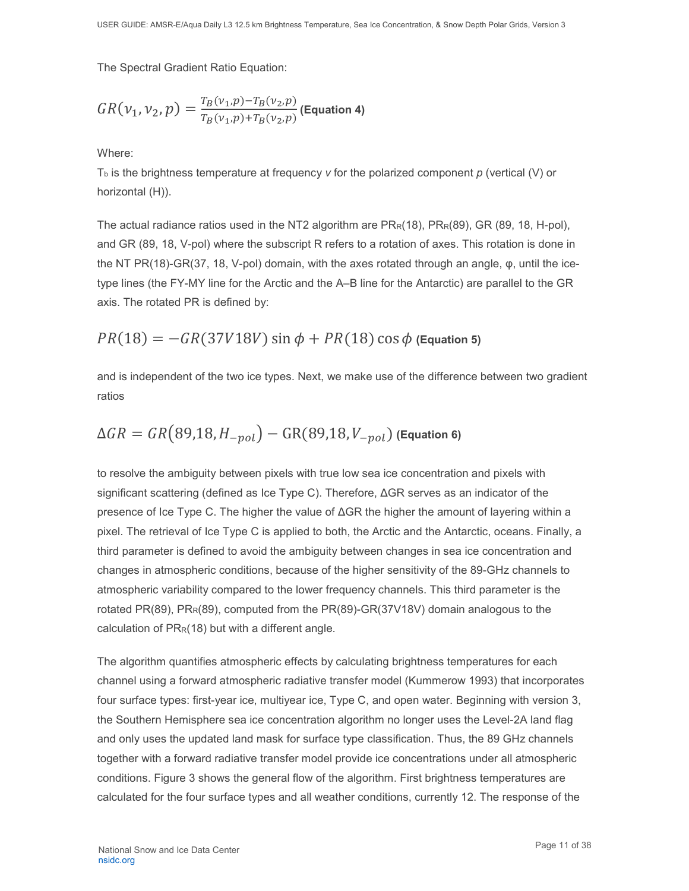The Spectral Gradient Ratio Equation:

$$GR(v_1, v_2, p) = \frac{T_B(v_1,p) - T_B(v_2,p)}{T_B(v_1,p) + T_B(v_2,p)} \quad \textbf{(Equation 4)}$$

Where:

$T_b$ is the brightness temperature at frequency *v* for the polarized component *p* (vertical (V) or horizontal (H)).

The actual radiance ratios used in the NT2 algorithm are $PR_R(18)$, $PR_R(89)$, GR (89, 18, H-pol), and GR (89, 18, V-pol) where the subscript R refers to a rotation of axes. This rotation is done in the NT PR(18)-GR(37, 18, V-pol) domain, with the axes rotated through an angle, φ, until the ice-type lines (the FY-MY line for the Arctic and the A–B line for the Antarctic) are parallel to the GR axis. The rotated PR is defined by:

$$PR(18) = -GR(37V18V)\sin\phi + PR(18)\cos\phi \quad \textbf{(Equation 5)}$$

and is independent of the two ice types. Next, we make use of the difference between two gradient ratios

$$\Delta GR = GR(89{,}18, H_{-pol}) - \mathrm{GR}(89{,}18, V_{-pol}) \quad \textbf{(Equation 6)}$$

to resolve the ambiguity between pixels with true low sea ice concentration and pixels with significant scattering (defined as Ice Type C). Therefore, ΔGR serves as an indicator of the presence of Ice Type C. The higher the value of ΔGR the higher the amount of layering within a pixel. The retrieval of Ice Type C is applied to both, the Arctic and the Antarctic, oceans. Finally, a third parameter is defined to avoid the ambiguity between changes in sea ice concentration and changes in atmospheric conditions, because of the higher sensitivity of the 89-GHz channels to atmospheric variability compared to the lower frequency channels. This third parameter is the rotated PR(89), $PR_R(89)$, computed from the PR(89)-GR(37V18V) domain analogous to the calculation of $PR_R(18)$ but with a different angle.

The algorithm quantifies atmospheric effects by calculating brightness temperatures for each channel using a forward atmospheric radiative transfer model (Kummerow 1993) that incorporates four surface types: first-year ice, multiyear ice, Type C, and open water. Beginning with version 3, the Southern Hemisphere sea ice concentration algorithm no longer uses the Level-2A land flag and only uses the updated land mask for surface type classification. Thus, the 89 GHz channels together with a forward radiative transfer model provide ice concentrations under all atmospheric conditions. Figure 3 shows the general flow of the algorithm. First brightness temperatures are calculated for the four surface types and all weather conditions, currently 12. The response of the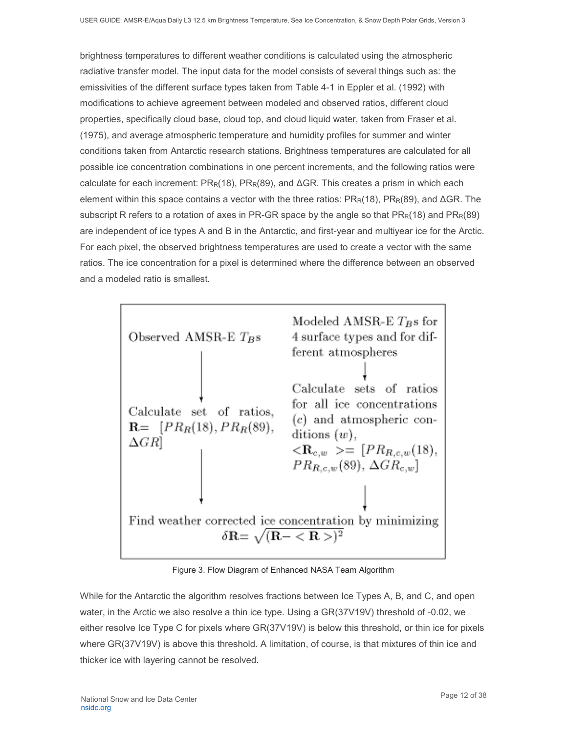brightness temperatures to different weather conditions is calculated using the atmospheric radiative transfer model. The input data for the model consists of several things such as: the emissivities of the different surface types taken from Table 4-1 in Eppler et al. (1992) with modifications to achieve agreement between modeled and observed ratios, different cloud properties, specifically cloud base, cloud top, and cloud liquid water, taken from Fraser et al. (1975), and average atmospheric temperature and humidity profiles for summer and winter conditions taken from Antarctic research stations. Brightness temperatures are calculated for all possible ice concentration combinations in one percent increments, and the following ratios were calculate for each increment: $PR_R(18)$, $PR_R(89)$, and $\Delta GR$. This creates a prism in which each element within this space contains a vector with the three ratios: $PR_R(18)$, $PR_R(89)$, and $\Delta GR$. The subscript R refers to a rotation of axes in PR-GR space by the angle so that $PR_R(18)$ and $PR_R(89)$ are independent of ice types A and B in the Antarctic, and first-year and multiyear ice for the Arctic. For each pixel, the observed brightness temperatures are used to create a vector with the same ratios. The ice concentration for a pixel is determined where the difference between an observed and a modeled ratio is smallest.

Observed AMSR-E $T_B$s → Calculate set of ratios, $\mathbf{R} = [PR_R(18), PR_R(89), \Delta GR]$

Modeled AMSR-E $T_B$s for 4 surface types and for different atmospheres → Calculate sets of ratios for all ice concentrations ($c$) and atmospheric conditions ($w$), $<\mathbf{R}_{c,w}> = [PR_{R,c,w}(18), PR_{R,c,w}(89), \Delta GR_{c,w}]$

→ Find weather corrected ice concentration by minimizing $\delta\mathbf{R} = \sqrt{(\mathbf{R} - <\mathbf{R}>)^2}$

Figure 3. Flow Diagram of Enhanced NASA Team Algorithm

While for the Antarctic the algorithm resolves fractions between Ice Types A, B, and C, and open water, in the Arctic we also resolve a thin ice type. Using a GR(37V19V) threshold of -0.02, we either resolve Ice Type C for pixels where GR(37V19V) is below this threshold, or thin ice for pixels where GR(37V19V) is above this threshold. A limitation, of course, is that mixtures of thin ice and thicker ice with layering cannot be resolved.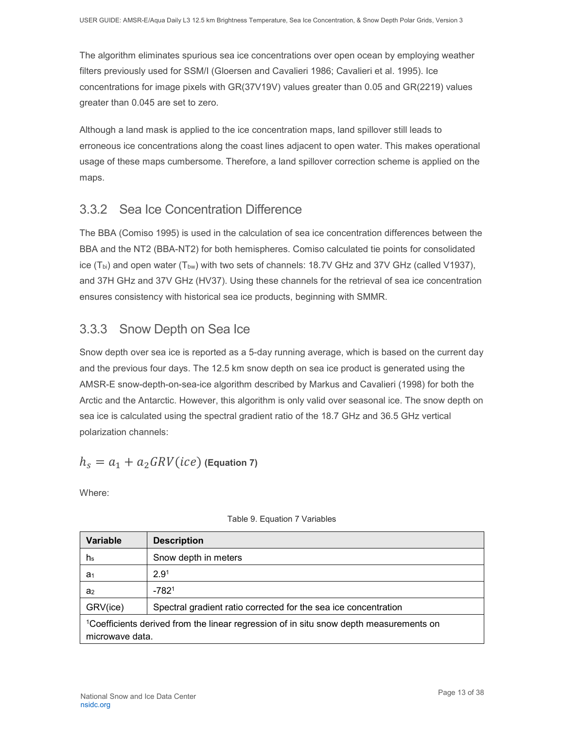The algorithm eliminates spurious sea ice concentrations over open ocean by employing weather filters previously used for SSM/I (Gloersen and Cavalieri 1986; Cavalieri et al. 1995). Ice concentrations for image pixels with GR(37V19V) values greater than 0.05 and GR(2219) values greater than 0.045 are set to zero.

Although a land mask is applied to the ice concentration maps, land spillover still leads to erroneous ice concentrations along the coast lines adjacent to open water. This makes operational usage of these maps cumbersome. Therefore, a land spillover correction scheme is applied on the maps.

### 3.3.2 Sea Ice Concentration Difference

The BBA (Comiso 1995) is used in the calculation of sea ice concentration differences between the BBA and the NT2 (BBA-NT2) for both hemispheres. Comiso calculated tie points for consolidated ice ($T_{bi}$) and open water ($T_{bw}$) with two sets of channels: 18.7V GHz and 37V GHz (called V1937), and 37H GHz and 37V GHz (HV37). Using these channels for the retrieval of sea ice concentration ensures consistency with historical sea ice products, beginning with SMMR.

### 3.3.3 Snow Depth on Sea Ice

Snow depth over sea ice is reported as a 5-day running average, which is based on the current day and the previous four days. The 12.5 km snow depth on sea ice product is generated using the AMSR-E snow-depth-on-sea-ice algorithm described by Markus and Cavalieri (1998) for both the Arctic and the Antarctic. However, this algorithm is only valid over seasonal ice. The snow depth on sea ice is calculated using the spectral gradient ratio of the 18.7 GHz and 36.5 GHz vertical polarization channels:

$$h_s = a_1 + a_2 GRV(ice) \quad \textbf{(Equation 7)}$$

Where:

Table 9. Equation 7 Variables

| Variable | Description |
|---|---|
| $h_s$ | Snow depth in meters |
| $a_1$ | 2.9[1] |
| $a_2$ | -782[1] |
| GRV(ice) | Spectral gradient ratio corrected for the sea ice concentration |
| [1]Coefficients derived from the linear regression of in situ snow depth measurements on microwave data. | |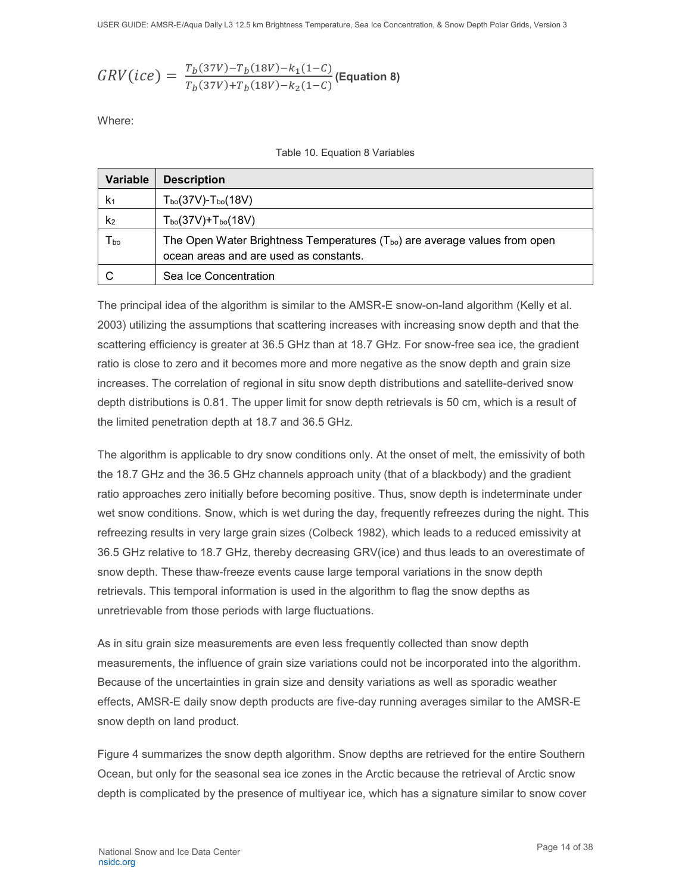$$GRV(ice) = \frac{T_b(37V) - T_b(18V) - k_1(1-C)}{T_b(37V) + T_b(18V) - k_2(1-C)} \text{ (Equation 8)}$$

Where:

Table 10. Equation 8 Variables

| Variable | Description |
|---|---|
| $k_1$ | $T_{bo}(37V) - T_{bo}(18V)$ |
| $k_2$ | $T_{bo}(37V) + T_{bo}(18V)$ |
| $T_{bo}$ | The Open Water Brightness Temperatures ($T_{bo}$) are average values from open ocean areas and are used as constants. |
| C | Sea Ice Concentration |

The principal idea of the algorithm is similar to the AMSR-E snow-on-land algorithm (Kelly et al. 2003) utilizing the assumptions that scattering increases with increasing snow depth and that the scattering efficiency is greater at 36.5 GHz than at 18.7 GHz. For snow-free sea ice, the gradient ratio is close to zero and it becomes more and more negative as the snow depth and grain size increases. The correlation of regional in situ snow depth distributions and satellite-derived snow depth distributions is 0.81. The upper limit for snow depth retrievals is 50 cm, which is a result of the limited penetration depth at 18.7 and 36.5 GHz.

The algorithm is applicable to dry snow conditions only. At the onset of melt, the emissivity of both the 18.7 GHz and the 36.5 GHz channels approach unity (that of a blackbody) and the gradient ratio approaches zero initially before becoming positive. Thus, snow depth is indeterminate under wet snow conditions. Snow, which is wet during the day, frequently refreezes during the night. This refreezing results in very large grain sizes (Colbeck 1982), which leads to a reduced emissivity at 36.5 GHz relative to 18.7 GHz, thereby decreasing GRV(ice) and thus leads to an overestimate of snow depth. These thaw-freeze events cause large temporal variations in the snow depth retrievals. This temporal information is used in the algorithm to flag the snow depths as unretrievable from those periods with large fluctuations.

As in situ grain size measurements are even less frequently collected than snow depth measurements, the influence of grain size variations could not be incorporated into the algorithm. Because of the uncertainties in grain size and density variations as well as sporadic weather effects, AMSR-E daily snow depth products are five-day running averages similar to the AMSR-E snow depth on land product.

Figure 4 summarizes the snow depth algorithm. Snow depths are retrieved for the entire Southern Ocean, but only for the seasonal sea ice zones in the Arctic because the retrieval of Arctic snow depth is complicated by the presence of multiyear ice, which has a signature similar to snow cover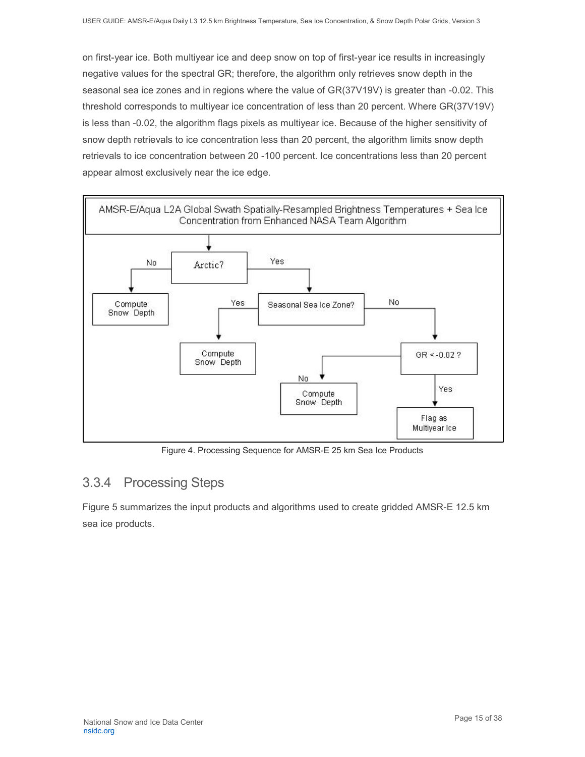on first-year ice. Both multiyear ice and deep snow on top of first-year ice results in increasingly negative values for the spectral GR; therefore, the algorithm only retrieves snow depth in the seasonal sea ice zones and in regions where the value of GR(37V19V) is greater than -0.02. This threshold corresponds to multiyear ice concentration of less than 20 percent. Where GR(37V19V) is less than -0.02, the algorithm flags pixels as multiyear ice. Because of the higher sensitivity of snow depth retrievals to ice concentration less than 20 percent, the algorithm limits snow depth retrievals to ice concentration between 20 -100 percent. Ice concentrations less than 20 percent appear almost exclusively near the ice edge.

Figure 4. Processing Sequence for AMSR-E 25 km Sea Ice Products

### 3.3.4 Processing Steps

Figure 5 summarizes the input products and algorithms used to create gridded AMSR-E 12.5 km sea ice products.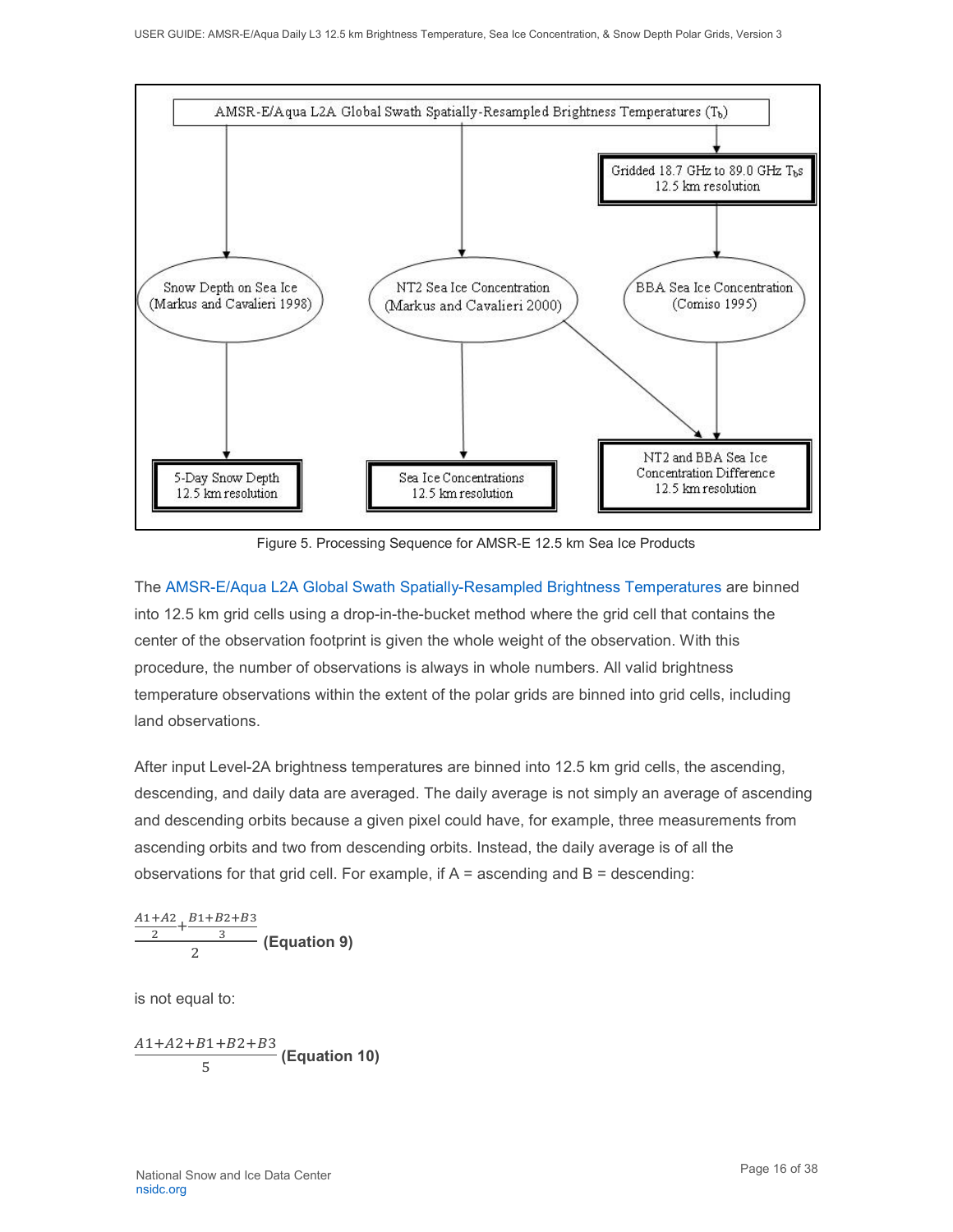Figure 5. Processing Sequence for AMSR-E 12.5 km Sea Ice Products

The AMSR-E/Aqua L2A Global Swath Spatially-Resampled Brightness Temperatures are binned into 12.5 km grid cells using a drop-in-the-bucket method where the grid cell that contains the center of the observation footprint is given the whole weight of the observation. With this procedure, the number of observations is always in whole numbers. All valid brightness temperature observations within the extent of the polar grids are binned into grid cells, including land observations.

After input Level-2A brightness temperatures are binned into 12.5 km grid cells, the ascending, descending, and daily data are averaged. The daily average is not simply an average of ascending and descending orbits because a given pixel could have, for example, three measurements from ascending orbits and two from descending orbits. Instead, the daily average is of all the observations for that grid cell. For example, if A = ascending and B = descending:

$$\frac{\frac{A1+A2}{2}+\frac{B1+B2+B3}{3}}{2} \quad \textbf{(Equation 9)}$$

is not equal to:

$$\frac{A1+A2+B1+B2+B3}{5} \quad \textbf{(Equation 10)}$$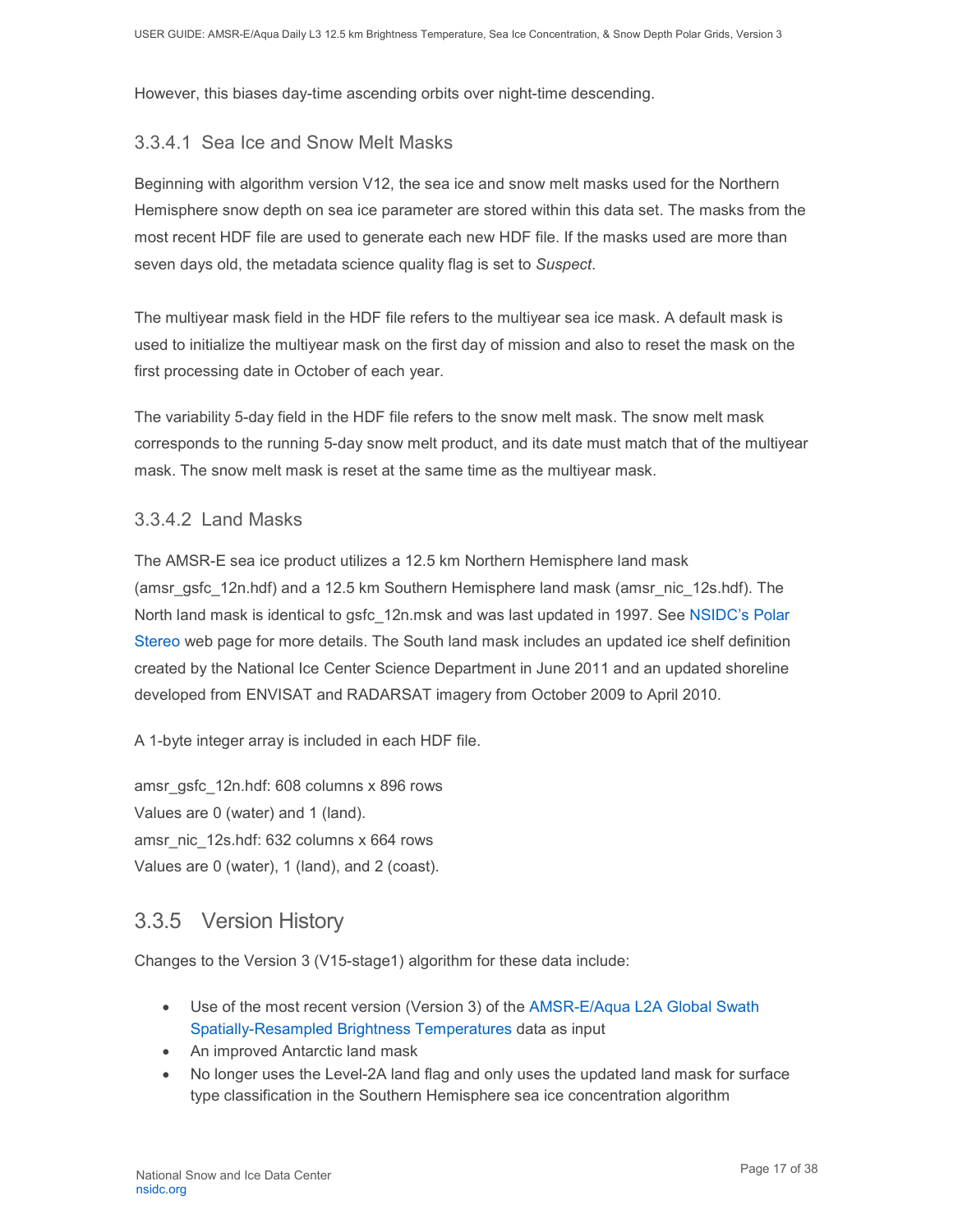However, this biases day-time ascending orbits over night-time descending.

#### 3.3.4.1 Sea Ice and Snow Melt Masks

Beginning with algorithm version V12, the sea ice and snow melt masks used for the Northern Hemisphere snow depth on sea ice parameter are stored within this data set. The masks from the most recent HDF file are used to generate each new HDF file. If the masks used are more than seven days old, the metadata science quality flag is set to *Suspect*.

The multiyear mask field in the HDF file refers to the multiyear sea ice mask. A default mask is used to initialize the multiyear mask on the first day of mission and also to reset the mask on the first processing date in October of each year.

The variability 5-day field in the HDF file refers to the snow melt mask. The snow melt mask corresponds to the running 5-day snow melt product, and its date must match that of the multiyear mask. The snow melt mask is reset at the same time as the multiyear mask.

#### 3.3.4.2 Land Masks

The AMSR-E sea ice product utilizes a 12.5 km Northern Hemisphere land mask (amsr_gsfc_12n.hdf) and a 12.5 km Southern Hemisphere land mask (amsr_nic_12s.hdf). The North land mask is identical to gsfc_12n.msk and was last updated in 1997. See NSIDC's Polar Stereo web page for more details. The South land mask includes an updated ice shelf definition created by the National Ice Center Science Department in June 2011 and an updated shoreline developed from ENVISAT and RADARSAT imagery from October 2009 to April 2010.

A 1-byte integer array is included in each HDF file.

amsr_gsfc_12n.hdf: 608 columns x 896 rows
Values are 0 (water) and 1 (land).
amsr_nic_12s.hdf: 632 columns x 664 rows
Values are 0 (water), 1 (land), and 2 (coast).

### 3.3.5 Version History

Changes to the Version 3 (V15-stage1) algorithm for these data include:

- Use of the most recent version (Version 3) of the AMSR-E/Aqua L2A Global Swath Spatially-Resampled Brightness Temperatures data as input
- An improved Antarctic land mask
- No longer uses the Level-2A land flag and only uses the updated land mask for surface type classification in the Southern Hemisphere sea ice concentration algorithm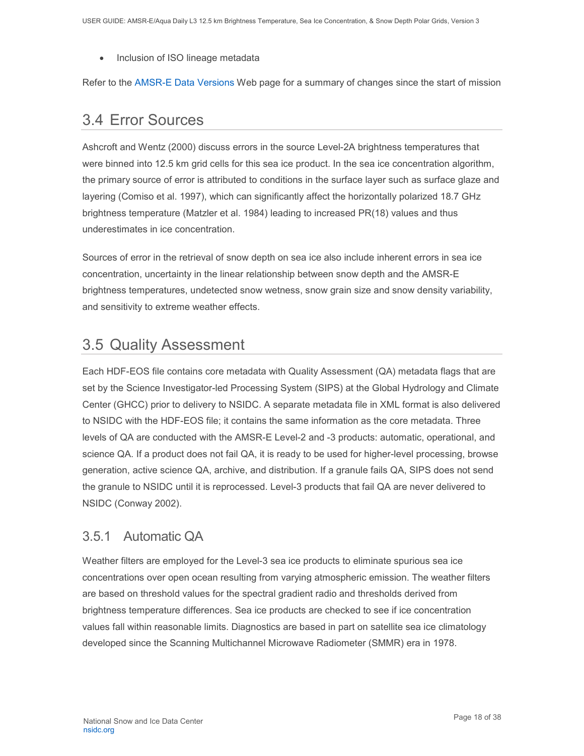- Inclusion of ISO lineage metadata

Refer to the AMSR-E Data Versions Web page for a summary of changes since the start of mission

## 3.4 Error Sources

Ashcroft and Wentz (2000) discuss errors in the source Level-2A brightness temperatures that were binned into 12.5 km grid cells for this sea ice product. In the sea ice concentration algorithm, the primary source of error is attributed to conditions in the surface layer such as surface glaze and layering (Comiso et al. 1997), which can significantly affect the horizontally polarized 18.7 GHz brightness temperature (Matzler et al. 1984) leading to increased PR(18) values and thus underestimates in ice concentration.

Sources of error in the retrieval of snow depth on sea ice also include inherent errors in sea ice concentration, uncertainty in the linear relationship between snow depth and the AMSR-E brightness temperatures, undetected snow wetness, snow grain size and snow density variability, and sensitivity to extreme weather effects.

## 3.5 Quality Assessment

Each HDF-EOS file contains core metadata with Quality Assessment (QA) metadata flags that are set by the Science Investigator-led Processing System (SIPS) at the Global Hydrology and Climate Center (GHCC) prior to delivery to NSIDC. A separate metadata file in XML format is also delivered to NSIDC with the HDF-EOS file; it contains the same information as the core metadata. Three levels of QA are conducted with the AMSR-E Level-2 and -3 products: automatic, operational, and science QA. If a product does not fail QA, it is ready to be used for higher-level processing, browse generation, active science QA, archive, and distribution. If a granule fails QA, SIPS does not send the granule to NSIDC until it is reprocessed. Level-3 products that fail QA are never delivered to NSIDC (Conway 2002).

### 3.5.1 Automatic QA

Weather filters are employed for the Level-3 sea ice products to eliminate spurious sea ice concentrations over open ocean resulting from varying atmospheric emission. The weather filters are based on threshold values for the spectral gradient radio and thresholds derived from brightness temperature differences. Sea ice products are checked to see if ice concentration values fall within reasonable limits. Diagnostics are based in part on satellite sea ice climatology developed since the Scanning Multichannel Microwave Radiometer (SMMR) era in 1978.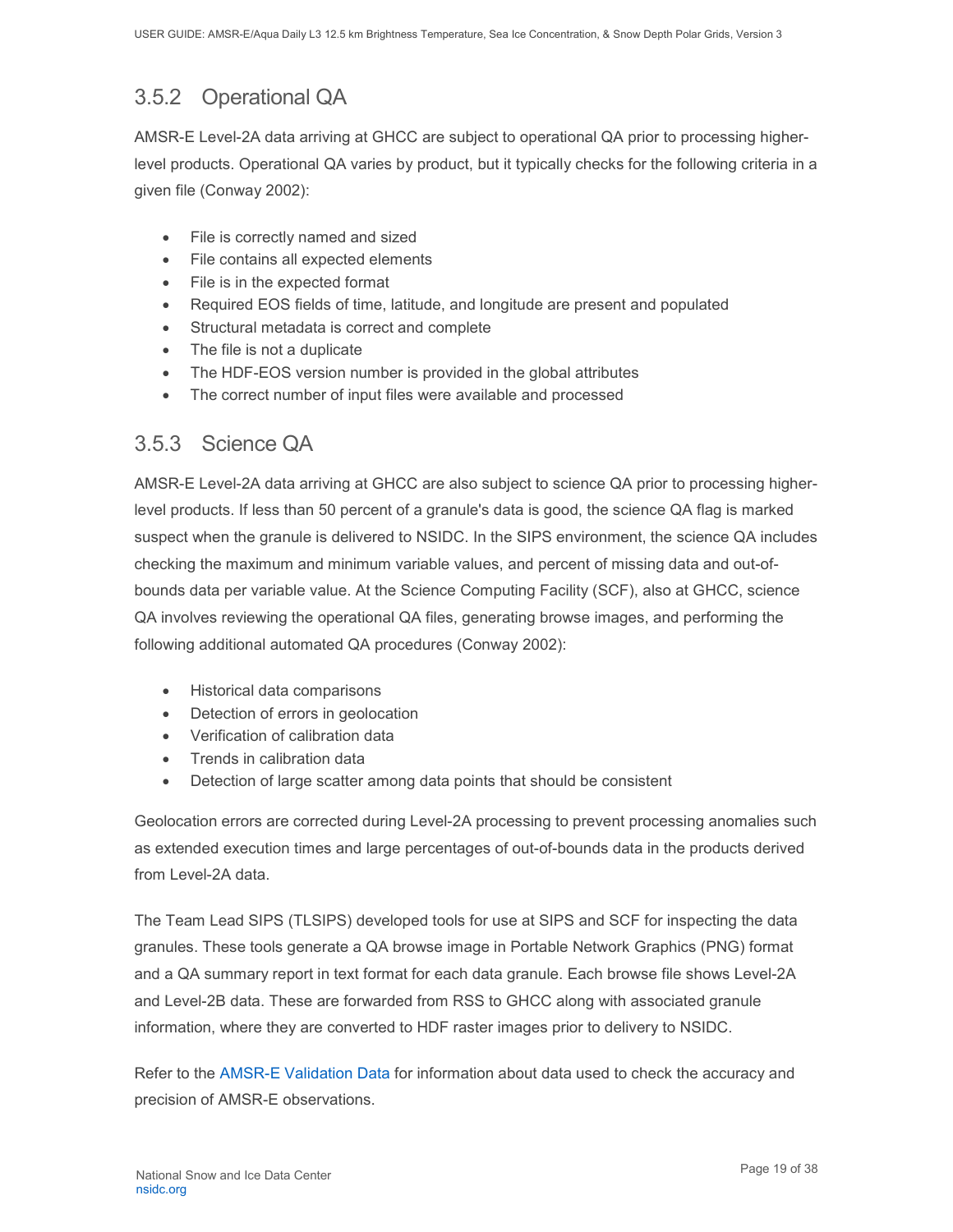### 3.5.2 Operational QA

AMSR-E Level-2A data arriving at GHCC are subject to operational QA prior to processing higher-level products. Operational QA varies by product, but it typically checks for the following criteria in a given file (Conway 2002):

- File is correctly named and sized
- File contains all expected elements
- File is in the expected format
- Required EOS fields of time, latitude, and longitude are present and populated
- Structural metadata is correct and complete
- The file is not a duplicate
- The HDF-EOS version number is provided in the global attributes
- The correct number of input files were available and processed

### 3.5.3 Science QA

AMSR-E Level-2A data arriving at GHCC are also subject to science QA prior to processing higher-level products. If less than 50 percent of a granule's data is good, the science QA flag is marked suspect when the granule is delivered to NSIDC. In the SIPS environment, the science QA includes checking the maximum and minimum variable values, and percent of missing data and out-of-bounds data per variable value. At the Science Computing Facility (SCF), also at GHCC, science QA involves reviewing the operational QA files, generating browse images, and performing the following additional automated QA procedures (Conway 2002):

- Historical data comparisons
- Detection of errors in geolocation
- Verification of calibration data
- Trends in calibration data
- Detection of large scatter among data points that should be consistent

Geolocation errors are corrected during Level-2A processing to prevent processing anomalies such as extended execution times and large percentages of out-of-bounds data in the products derived from Level-2A data.

The Team Lead SIPS (TLSIPS) developed tools for use at SIPS and SCF for inspecting the data granules. These tools generate a QA browse image in Portable Network Graphics (PNG) format and a QA summary report in text format for each data granule. Each browse file shows Level-2A and Level-2B data. These are forwarded from RSS to GHCC along with associated granule information, where they are converted to HDF raster images prior to delivery to NSIDC.

Refer to the AMSR-E Validation Data for information about data used to check the accuracy and precision of AMSR-E observations.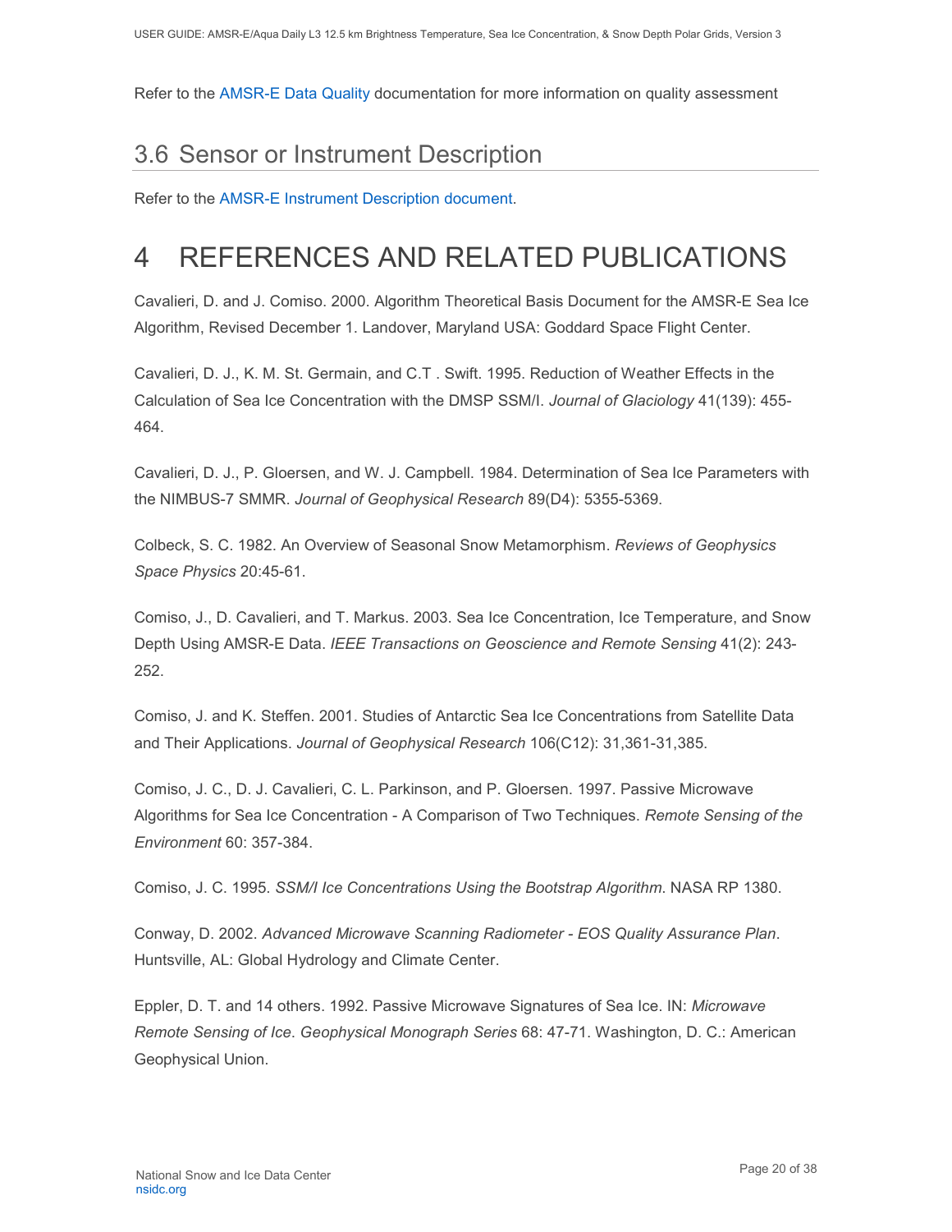Refer to the AMSR-E Data Quality documentation for more information on quality assessment

## 3.6 Sensor or Instrument Description

Refer to the AMSR-E Instrument Description document.

# 4 REFERENCES AND RELATED PUBLICATIONS

Cavalieri, D. and J. Comiso. 2000. Algorithm Theoretical Basis Document for the AMSR-E Sea Ice Algorithm, Revised December 1. Landover, Maryland USA: Goddard Space Flight Center.

Cavalieri, D. J., K. M. St. Germain, and C.T . Swift. 1995. Reduction of Weather Effects in the Calculation of Sea Ice Concentration with the DMSP SSM/I. *Journal of Glaciology* 41(139): 455-464.

Cavalieri, D. J., P. Gloersen, and W. J. Campbell. 1984. Determination of Sea Ice Parameters with the NIMBUS-7 SMMR. *Journal of Geophysical Research* 89(D4): 5355-5369.

Colbeck, S. C. 1982. An Overview of Seasonal Snow Metamorphism. *Reviews of Geophysics Space Physics* 20:45-61.

Comiso, J., D. Cavalieri, and T. Markus. 2003. Sea Ice Concentration, Ice Temperature, and Snow Depth Using AMSR-E Data. *IEEE Transactions on Geoscience and Remote Sensing* 41(2): 243-252.

Comiso, J. and K. Steffen. 2001. Studies of Antarctic Sea Ice Concentrations from Satellite Data and Their Applications. *Journal of Geophysical Research* 106(C12): 31,361-31,385.

Comiso, J. C., D. J. Cavalieri, C. L. Parkinson, and P. Gloersen. 1997. Passive Microwave Algorithms for Sea Ice Concentration - A Comparison of Two Techniques. *Remote Sensing of the Environment* 60: 357-384.

Comiso, J. C. 1995. *SSM/I Ice Concentrations Using the Bootstrap Algorithm*. NASA RP 1380.

Conway, D. 2002. *Advanced Microwave Scanning Radiometer - EOS Quality Assurance Plan*. Huntsville, AL: Global Hydrology and Climate Center.

Eppler, D. T. and 14 others. 1992. Passive Microwave Signatures of Sea Ice. IN: *Microwave Remote Sensing of Ice*. *Geophysical Monograph Series* 68: 47-71. Washington, D. C.: American Geophysical Union.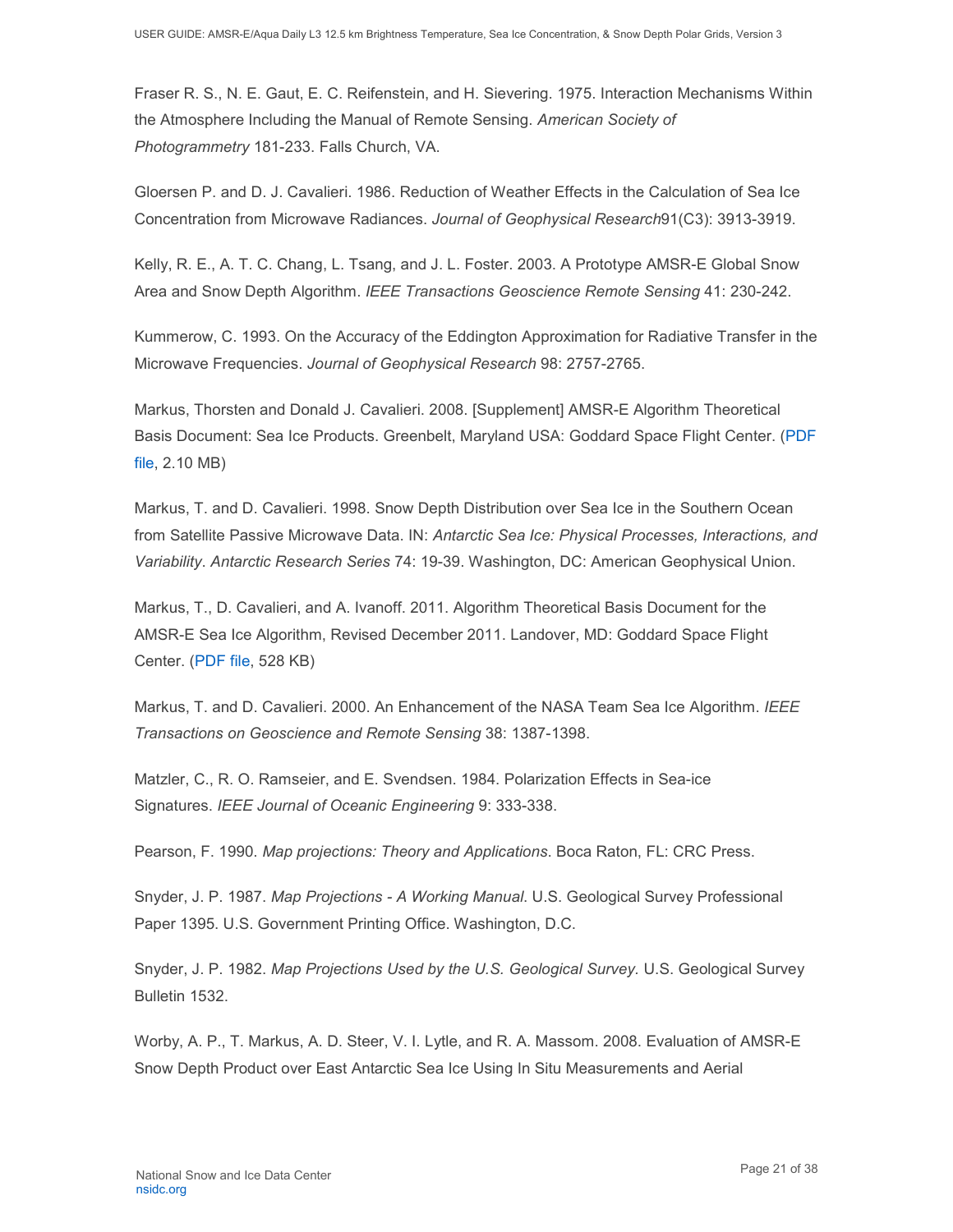Fraser R. S., N. E. Gaut, E. C. Reifenstein, and H. Sievering. 1975. Interaction Mechanisms Within the Atmosphere Including the Manual of Remote Sensing. *American Society of Photogrammetry* 181-233. Falls Church, VA.

Gloersen P. and D. J. Cavalieri. 1986. Reduction of Weather Effects in the Calculation of Sea Ice Concentration from Microwave Radiances. *Journal of Geophysical Research*91(C3): 3913-3919.

Kelly, R. E., A. T. C. Chang, L. Tsang, and J. L. Foster. 2003. A Prototype AMSR-E Global Snow Area and Snow Depth Algorithm. *IEEE Transactions Geoscience Remote Sensing* 41: 230-242.

Kummerow, C. 1993. On the Accuracy of the Eddington Approximation for Radiative Transfer in the Microwave Frequencies. *Journal of Geophysical Research* 98: 2757-2765.

Markus, Thorsten and Donald J. Cavalieri. 2008. [Supplement] AMSR-E Algorithm Theoretical Basis Document: Sea Ice Products. Greenbelt, Maryland USA: Goddard Space Flight Center. (PDF file, 2.10 MB)

Markus, T. and D. Cavalieri. 1998. Snow Depth Distribution over Sea Ice in the Southern Ocean from Satellite Passive Microwave Data. IN: *Antarctic Sea Ice: Physical Processes, Interactions, and Variability*. *Antarctic Research Series* 74: 19-39. Washington, DC: American Geophysical Union.

Markus, T., D. Cavalieri, and A. Ivanoff. 2011. Algorithm Theoretical Basis Document for the AMSR-E Sea Ice Algorithm, Revised December 2011. Landover, MD: Goddard Space Flight Center. (PDF file, 528 KB)

Markus, T. and D. Cavalieri. 2000. An Enhancement of the NASA Team Sea Ice Algorithm. *IEEE Transactions on Geoscience and Remote Sensing* 38: 1387-1398.

Matzler, C., R. O. Ramseier, and E. Svendsen. 1984. Polarization Effects in Sea-ice Signatures. *IEEE Journal of Oceanic Engineering* 9: 333-338.

Pearson, F. 1990. *Map projections: Theory and Applications*. Boca Raton, FL: CRC Press.

Snyder, J. P. 1987. *Map Projections - A Working Manual*. U.S. Geological Survey Professional Paper 1395. U.S. Government Printing Office. Washington, D.C.

Snyder, J. P. 1982. *Map Projections Used by the U.S. Geological Survey*. U.S. Geological Survey Bulletin 1532.

Worby, A. P., T. Markus, A. D. Steer, V. I. Lytle, and R. A. Massom. 2008. Evaluation of AMSR-E Snow Depth Product over East Antarctic Sea Ice Using In Situ Measurements and Aerial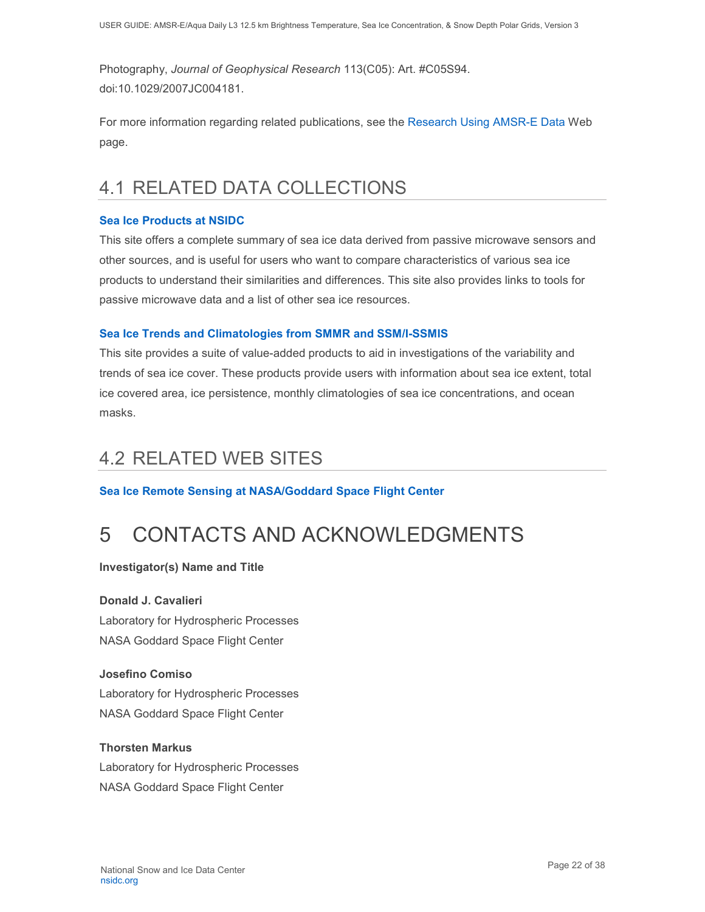Photography, *Journal of Geophysical Research* 113(C05): Art. #C05S94. doi:10.1029/2007JC004181.

For more information regarding related publications, see the Research Using AMSR-E Data Web page.

## 4.1 RELATED DATA COLLECTIONS

**Sea Ice Products at NSIDC**

This site offers a complete summary of sea ice data derived from passive microwave sensors and other sources, and is useful for users who want to compare characteristics of various sea ice products to understand their similarities and differences. This site also provides links to tools for passive microwave data and a list of other sea ice resources.

**Sea Ice Trends and Climatologies from SMMR and SSM/I-SSMIS**

This site provides a suite of value-added products to aid in investigations of the variability and trends of sea ice cover. These products provide users with information about sea ice extent, total ice covered area, ice persistence, monthly climatologies of sea ice concentrations, and ocean masks.

## 4.2 RELATED WEB SITES

**Sea Ice Remote Sensing at NASA/Goddard Space Flight Center**

# 5 CONTACTS AND ACKNOWLEDGMENTS

**Investigator(s) Name and Title**

**Donald J. Cavalieri**
Laboratory for Hydrospheric Processes
NASA Goddard Space Flight Center

**Josefino Comiso**
Laboratory for Hydrospheric Processes
NASA Goddard Space Flight Center

**Thorsten Markus**
Laboratory for Hydrospheric Processes
NASA Goddard Space Flight Center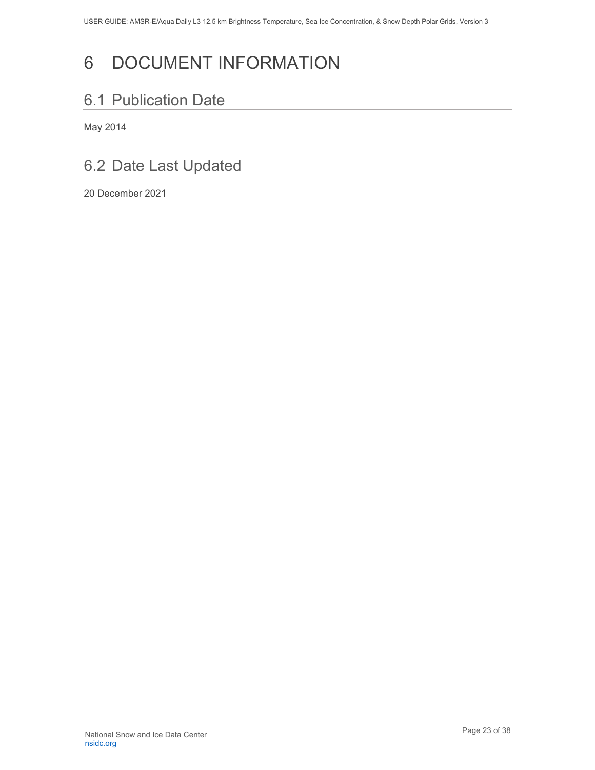# 6 DOCUMENT INFORMATION

## 6.1 Publication Date

May 2014

## 6.2 Date Last Updated

20 December 2021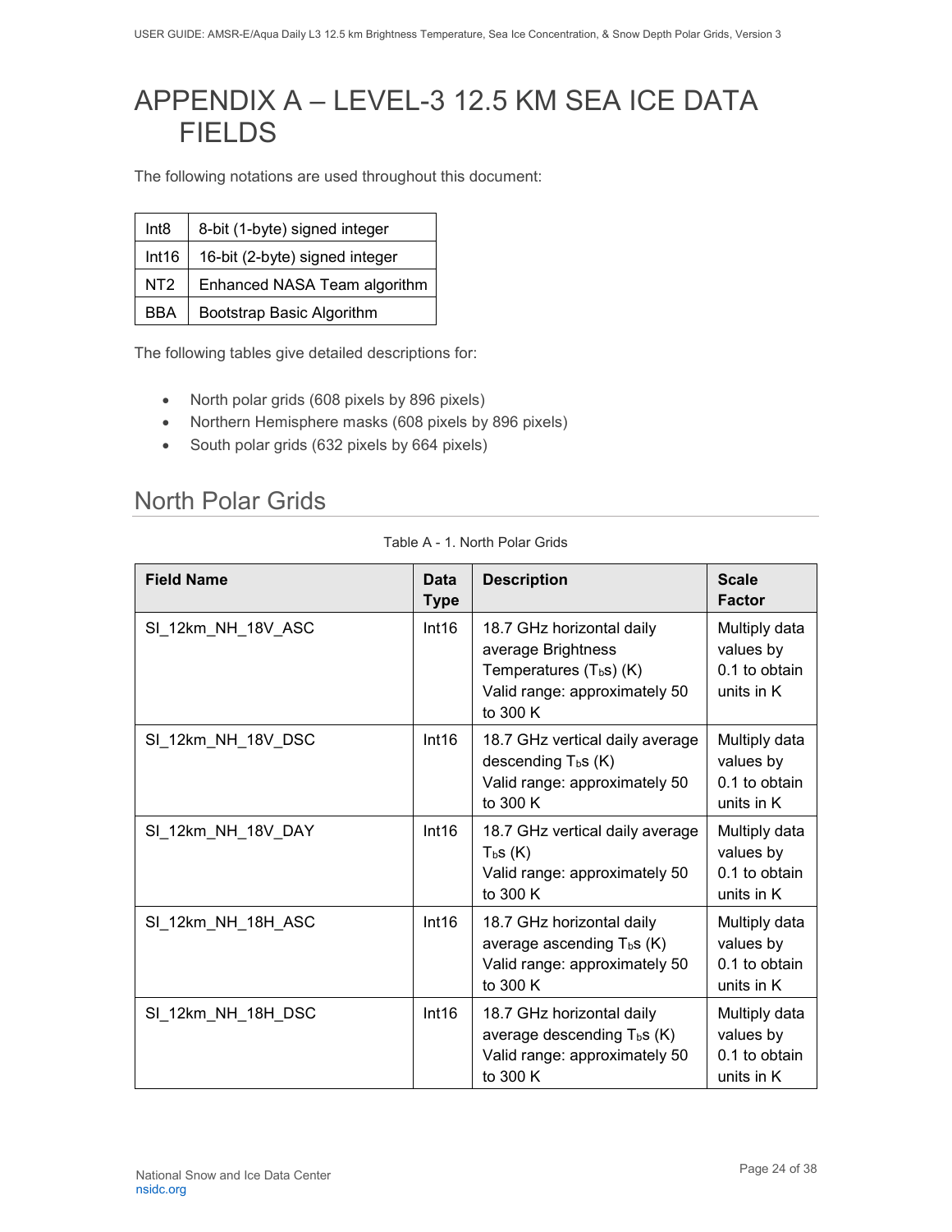# APPENDIX A – LEVEL-3 12.5 KM SEA ICE DATA FIELDS

The following notations are used throughout this document:

| Int8 | 8-bit (1-byte) signed integer |
|---|---|
| Int16 | 16-bit (2-byte) signed integer |
| NT2 | Enhanced NASA Team algorithm |
| BBA | Bootstrap Basic Algorithm |

The following tables give detailed descriptions for:

- North polar grids (608 pixels by 896 pixels)
- Northern Hemisphere masks (608 pixels by 896 pixels)
- South polar grids (632 pixels by 664 pixels)

## North Polar Grids

Table A - 1. North Polar Grids

| Field Name | Data Type | Description | Scale Factor |
|---|---|---|---|
| SI_12km_NH_18V_ASC | Int16 | 18.7 GHz horizontal daily average Brightness Temperatures ($T_b$s) (K) Valid range: approximately 50 to 300 K | Multiply data values by 0.1 to obtain units in K |
| SI_12km_NH_18V_DSC | Int16 | 18.7 GHz vertical daily average descending $T_b$s (K) Valid range: approximately 50 to 300 K | Multiply data values by 0.1 to obtain units in K |
| SI_12km_NH_18V_DAY | Int16 | 18.7 GHz vertical daily average $T_b$s (K) Valid range: approximately 50 to 300 K | Multiply data values by 0.1 to obtain units in K |
| SI_12km_NH_18H_ASC | Int16 | 18.7 GHz horizontal daily average ascending $T_b$s (K) Valid range: approximately 50 to 300 K | Multiply data values by 0.1 to obtain units in K |
| SI_12km_NH_18H_DSC | Int16 | 18.7 GHz horizontal daily average descending $T_b$s (K) Valid range: approximately 50 to 300 K | Multiply data values by 0.1 to obtain units in K |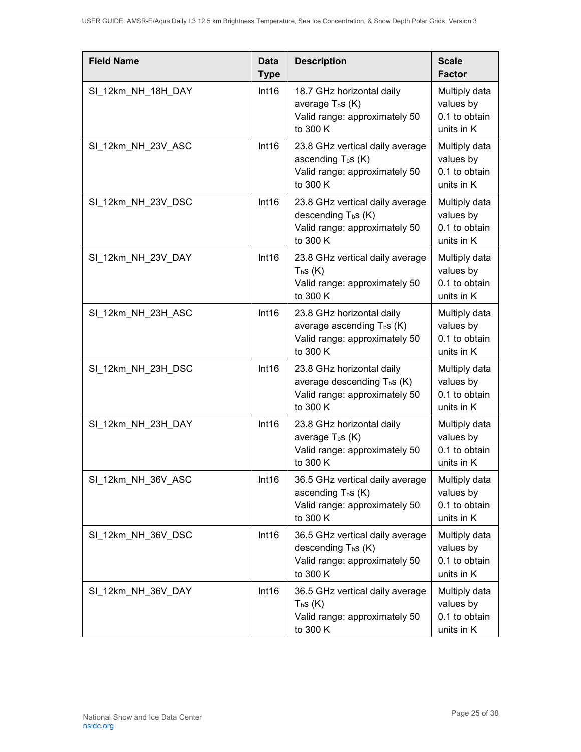| Field Name | Data Type | Description | Scale Factor |
|---|---|---|---|
| SI_12km_NH_18H_DAY | Int16 | 18.7 GHz horizontal daily average $T_b$s (K) Valid range: approximately 50 to 300 K | Multiply data values by 0.1 to obtain units in K |
| SI_12km_NH_23V_ASC | Int16 | 23.8 GHz vertical daily average ascending $T_b$s (K) Valid range: approximately 50 to 300 K | Multiply data values by 0.1 to obtain units in K |
| SI_12km_NH_23V_DSC | Int16 | 23.8 GHz vertical daily average descending $T_b$s (K) Valid range: approximately 50 to 300 K | Multiply data values by 0.1 to obtain units in K |
| SI_12km_NH_23V_DAY | Int16 | 23.8 GHz vertical daily average $T_b$s (K) Valid range: approximately 50 to 300 K | Multiply data values by 0.1 to obtain units in K |
| SI_12km_NH_23H_ASC | Int16 | 23.8 GHz horizontal daily average ascending $T_b$s (K) Valid range: approximately 50 to 300 K | Multiply data values by 0.1 to obtain units in K |
| SI_12km_NH_23H_DSC | Int16 | 23.8 GHz horizontal daily average descending $T_b$s (K) Valid range: approximately 50 to 300 K | Multiply data values by 0.1 to obtain units in K |
| SI_12km_NH_23H_DAY | Int16 | 23.8 GHz horizontal daily average $T_b$s (K) Valid range: approximately 50 to 300 K | Multiply data values by 0.1 to obtain units in K |
| SI_12km_NH_36V_ASC | Int16 | 36.5 GHz vertical daily average ascending $T_b$s (K) Valid range: approximately 50 to 300 K | Multiply data values by 0.1 to obtain units in K |
| SI_12km_NH_36V_DSC | Int16 | 36.5 GHz vertical daily average descending $T_b$s (K) Valid range: approximately 50 to 300 K | Multiply data values by 0.1 to obtain units in K |
| SI_12km_NH_36V_DAY | Int16 | 36.5 GHz vertical daily average $T_b$s (K) Valid range: approximately 50 to 300 K | Multiply data values by 0.1 to obtain units in K |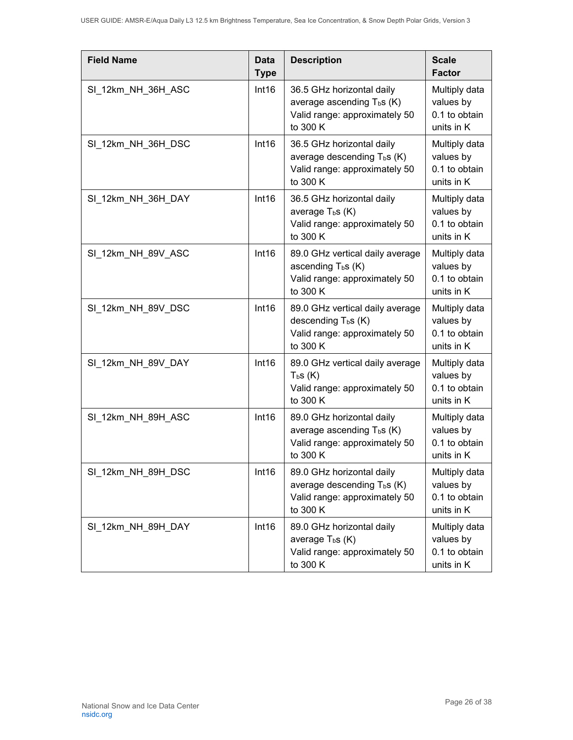| Field Name | Data Type | Description | Scale Factor |
|---|---|---|---|
| SI_12km_NH_36H_ASC | Int16 | 36.5 GHz horizontal daily average ascending $T_b$s (K) Valid range: approximately 50 to 300 K | Multiply data values by 0.1 to obtain units in K |
| SI_12km_NH_36H_DSC | Int16 | 36.5 GHz horizontal daily average descending $T_b$s (K) Valid range: approximately 50 to 300 K | Multiply data values by 0.1 to obtain units in K |
| SI_12km_NH_36H_DAY | Int16 | 36.5 GHz horizontal daily average $T_b$s (K) Valid range: approximately 50 to 300 K | Multiply data values by 0.1 to obtain units in K |
| SI_12km_NH_89V_ASC | Int16 | 89.0 GHz vertical daily average ascending $T_b$s (K) Valid range: approximately 50 to 300 K | Multiply data values by 0.1 to obtain units in K |
| SI_12km_NH_89V_DSC | Int16 | 89.0 GHz vertical daily average descending $T_b$s (K) Valid range: approximately 50 to 300 K | Multiply data values by 0.1 to obtain units in K |
| SI_12km_NH_89V_DAY | Int16 | 89.0 GHz vertical daily average $T_b$s (K) Valid range: approximately 50 to 300 K | Multiply data values by 0.1 to obtain units in K |
| SI_12km_NH_89H_ASC | Int16 | 89.0 GHz horizontal daily average ascending $T_b$s (K) Valid range: approximately 50 to 300 K | Multiply data values by 0.1 to obtain units in K |
| SI_12km_NH_89H_DSC | Int16 | 89.0 GHz horizontal daily average descending $T_b$s (K) Valid range: approximately 50 to 300 K | Multiply data values by 0.1 to obtain units in K |
| SI_12km_NH_89H_DAY | Int16 | 89.0 GHz horizontal daily average $T_b$s (K) Valid range: approximately 50 to 300 K | Multiply data values by 0.1 to obtain units in K |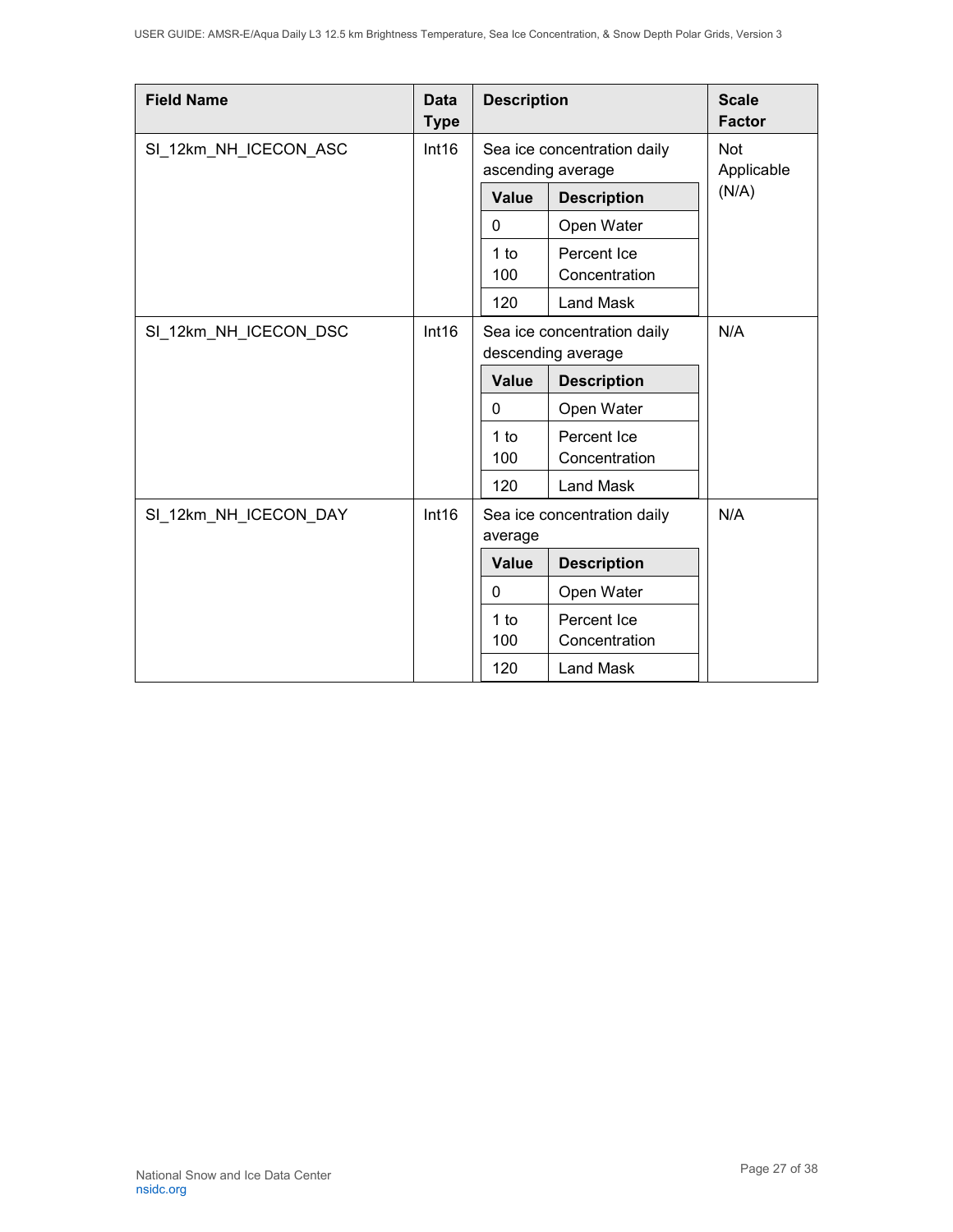| Field Name | Data Type | Description | Scale Factor |
|---|---|---|---|
| SI_12km_NH_ICECON_ASC | Int16 | Sea ice concentration daily ascending average<br><br>**Value** / **Description**<br>0 — Open Water<br>1 to 100 — Percent Ice Concentration<br>120 — Land Mask | Not Applicable (N/A) |
| SI_12km_NH_ICECON_DSC | Int16 | Sea ice concentration daily descending average<br><br>**Value** / **Description**<br>0 — Open Water<br>1 to 100 — Percent Ice Concentration<br>120 — Land Mask | N/A |
| SI_12km_NH_ICECON_DAY | Int16 | Sea ice concentration daily average<br><br>**Value** / **Description**<br>0 — Open Water<br>1 to 100 — Percent Ice Concentration<br>120 — Land Mask | N/A |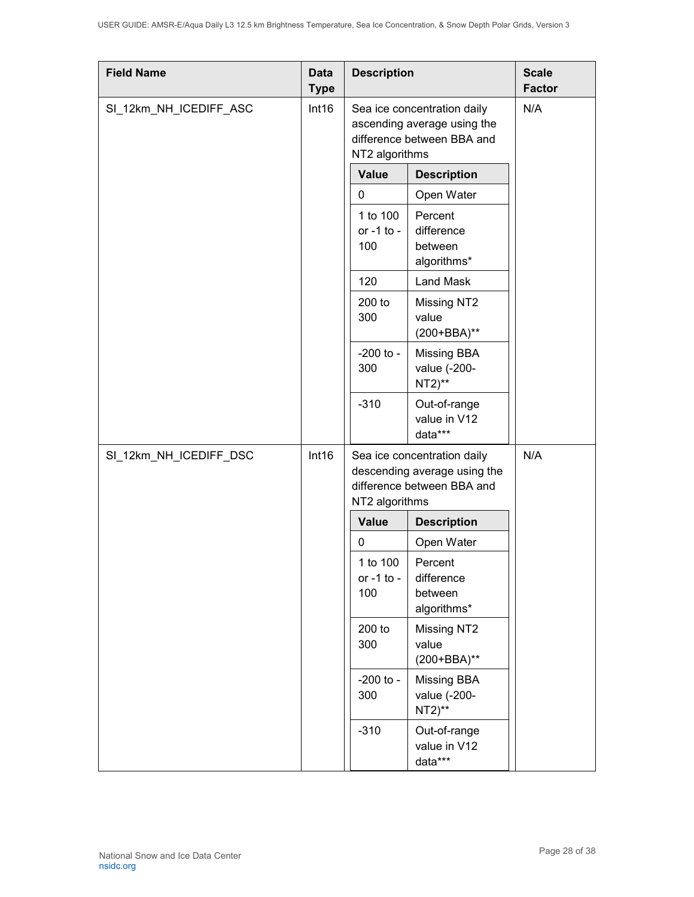| Field Name | Data Type | Description | Scale Factor |
|---|---|---|---|
| SI_12km_NH_ICEDIFF_ASC | Int16 | Sea ice concentration daily ascending average using the difference between BBA and NT2 algorithms<br><br>**Value** – **Description**<br>0 – Open Water<br>1 to 100 or -1 to -100 – Percent difference between algorithms*<br>120 – Land Mask<br>200 to 300 – Missing NT2 value (200+BBA)**<br>-200 to -300 – Missing BBA value (-200-NT2)**<br>-310 – Out-of-range value in V12 data*** | N/A |
| SI_12km_NH_ICEDIFF_DSC | Int16 | Sea ice concentration daily descending average using the difference between BBA and NT2 algorithms<br><br>**Value** – **Description**<br>0 – Open Water<br>1 to 100 or -1 to -100 – Percent difference between algorithms*<br>200 to 300 – Missing NT2 value (200+BBA)**<br>-200 to -300 – Missing BBA value (-200-NT2)**<br>-310 – Out-of-range value in V12 data*** | N/A |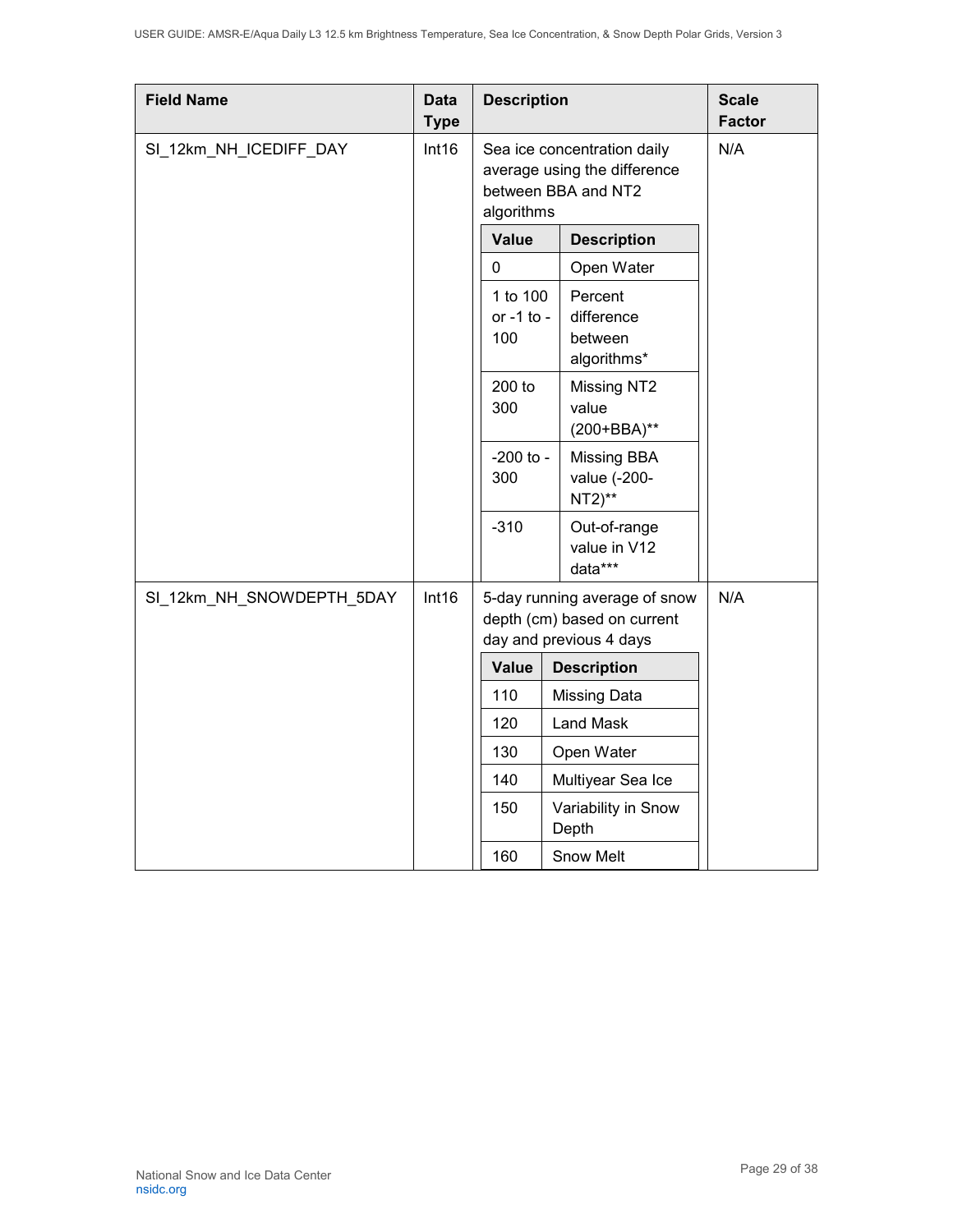| Field Name | Data Type | Description | Scale Factor |
|---|---|---|---|
| SI_12km_NH_ICEDIFF_DAY | Int16 | Sea ice concentration daily average using the difference between BBA and NT2 algorithms<br><br>**Value** / **Description**:<br>0 — Open Water<br>1 to 100 or -1 to -100 — Percent difference between algorithms*<br>200 to 300 — Missing NT2 value (200+BBA)**<br>-200 to -300 — Missing BBA value (-200-NT2)**<br>-310 — Out-of-range value in V12 data*** | N/A |
| SI_12km_NH_SNOWDEPTH_5DAY | Int16 | 5-day running average of snow depth (cm) based on current day and previous 4 days<br><br>**Value** / **Description**:<br>110 — Missing Data<br>120 — Land Mask<br>130 — Open Water<br>140 — Multiyear Sea Ice<br>150 — Variability in Snow Depth<br>160 — Snow Melt | N/A |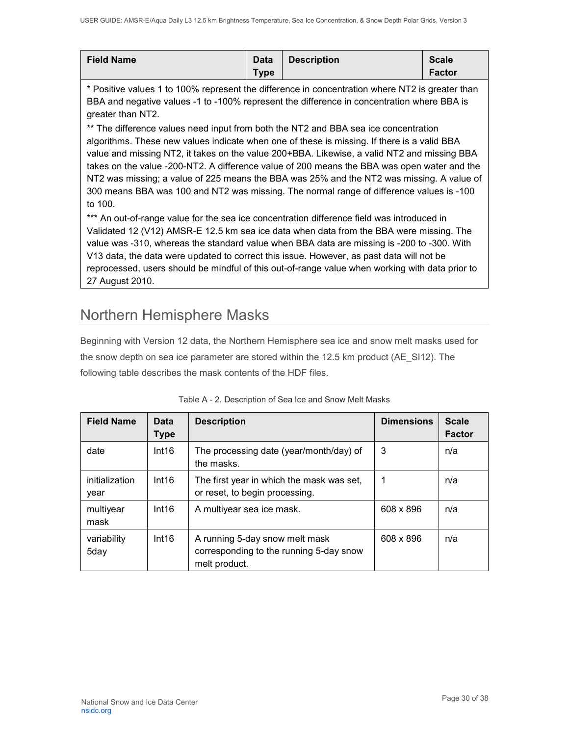| Field Name | Data Type | Description | Scale Factor |
|---|---|---|---|
| * Positive values 1 to 100% represent the difference in concentration where NT2 is greater than BBA and negative values -1 to -100% represent the difference in concentration where BBA is greater than NT2.<br>** The difference values need input from both the NT2 and BBA sea ice concentration algorithms. These new values indicate when one of these is missing. If there is a valid BBA value and missing NT2, it takes on the value 200+BBA. Likewise, a valid NT2 and missing BBA takes on the value -200-NT2. A difference value of 200 means the BBA was open water and the NT2 was missing; a value of 225 means the BBA was 25% and the NT2 was missing. A value of 300 means BBA was 100 and NT2 was missing. The normal range of difference values is -100 to 100.<br>*** An out-of-range value for the sea ice concentration difference field was introduced in Validated 12 (V12) AMSR-E 12.5 km sea ice data when data from the BBA were missing. The value was -310, whereas the standard value when BBA data are missing is -200 to -300. With V13 data, the data were updated to correct this issue. However, as past data will not be reprocessed, users should be mindful of this out-of-range value when working with data prior to 27 August 2010. | | | |

## Northern Hemisphere Masks

Beginning with Version 12 data, the Northern Hemisphere sea ice and snow melt masks used for the snow depth on sea ice parameter are stored within the 12.5 km product (AE_SI12). The following table describes the mask contents of the HDF files.

Table A - 2. Description of Sea Ice and Snow Melt Masks

| Field Name | Data Type | Description | Dimensions | Scale Factor |
|---|---|---|---|---|
| date | Int16 | The processing date (year/month/day) of the masks. | 3 | n/a |
| initialization year | Int16 | The first year in which the mask was set, or reset, to begin processing. | 1 | n/a |
| multiyear mask | Int16 | A multiyear sea ice mask. | 608 x 896 | n/a |
| variability 5day | Int16 | A running 5-day snow melt mask corresponding to the running 5-day snow melt product. | 608 x 896 | n/a |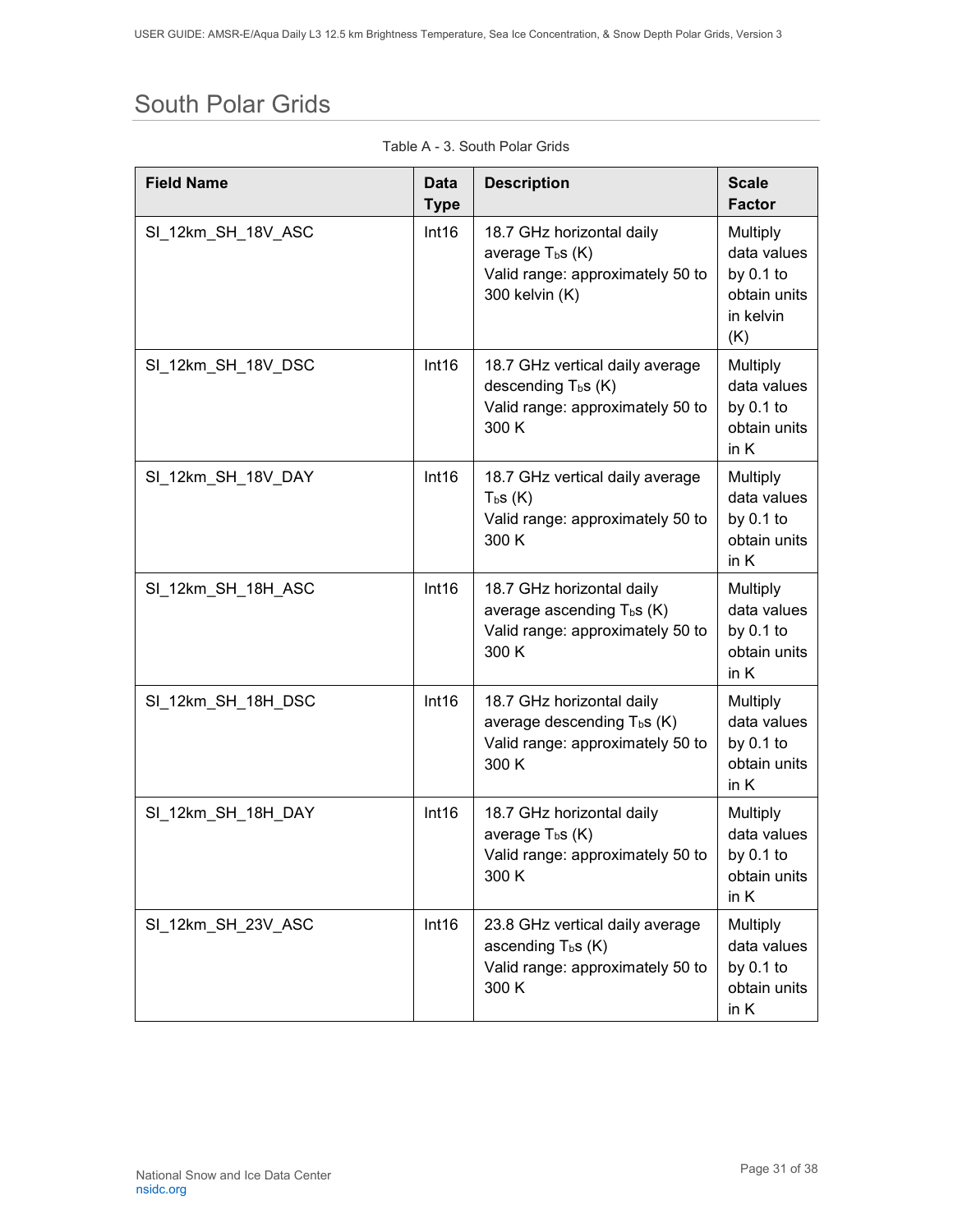# South Polar Grids

Table A - 3. South Polar Grids

| Field Name | Data Type | Description | Scale Factor |
|---|---|---|---|
| SI_12km_SH_18V_ASC | Int16 | 18.7 GHz horizontal daily average $T_b$s (K)<br>Valid range: approximately 50 to 300 kelvin (K) | Multiply data values by 0.1 to obtain units in kelvin (K) |
| SI_12km_SH_18V_DSC | Int16 | 18.7 GHz vertical daily average descending $T_b$s (K)<br>Valid range: approximately 50 to 300 K | Multiply data values by 0.1 to obtain units in K |
| SI_12km_SH_18V_DAY | Int16 | 18.7 GHz vertical daily average $T_b$s (K)<br>Valid range: approximately 50 to 300 K | Multiply data values by 0.1 to obtain units in K |
| SI_12km_SH_18H_ASC | Int16 | 18.7 GHz horizontal daily average ascending $T_b$s (K)<br>Valid range: approximately 50 to 300 K | Multiply data values by 0.1 to obtain units in K |
| SI_12km_SH_18H_DSC | Int16 | 18.7 GHz horizontal daily average descending $T_b$s (K)<br>Valid range: approximately 50 to 300 K | Multiply data values by 0.1 to obtain units in K |
| SI_12km_SH_18H_DAY | Int16 | 18.7 GHz horizontal daily average $T_b$s (K)<br>Valid range: approximately 50 to 300 K | Multiply data values by 0.1 to obtain units in K |
| SI_12km_SH_23V_ASC | Int16 | 23.8 GHz vertical daily average ascending $T_b$s (K)<br>Valid range: approximately 50 to 300 K | Multiply data values by 0.1 to obtain units in K |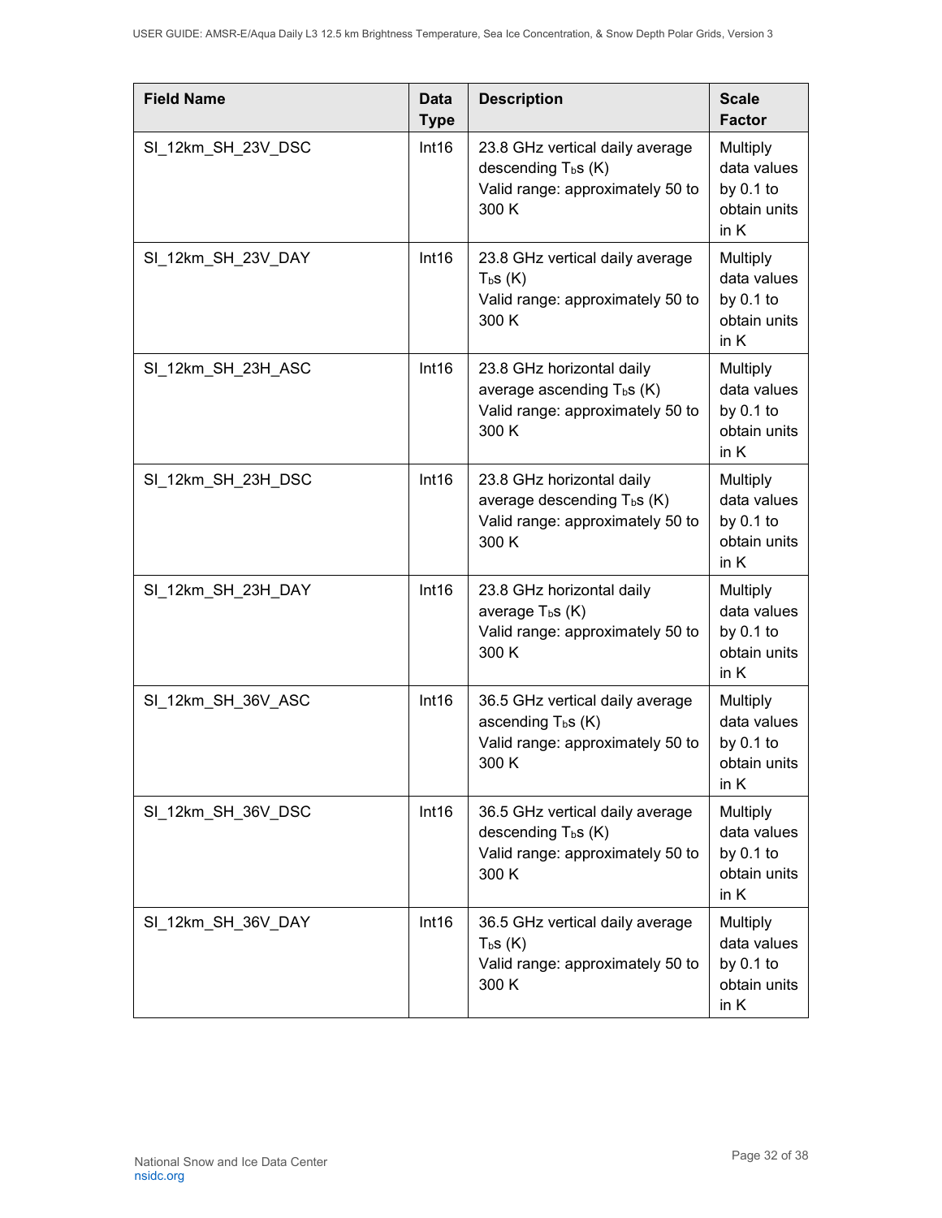| Field Name | Data Type | Description | Scale Factor |
| --- | --- | --- | --- |
| SI_12km_SH_23V_DSC | Int16 | 23.8 GHz vertical daily average descending $T_b$s (K)<br>Valid range: approximately 50 to 300 K | Multiply data values by 0.1 to obtain units in K |
| SI_12km_SH_23V_DAY | Int16 | 23.8 GHz vertical daily average $T_b$s (K)<br>Valid range: approximately 50 to 300 K | Multiply data values by 0.1 to obtain units in K |
| SI_12km_SH_23H_ASC | Int16 | 23.8 GHz horizontal daily average ascending $T_b$s (K)<br>Valid range: approximately 50 to 300 K | Multiply data values by 0.1 to obtain units in K |
| SI_12km_SH_23H_DSC | Int16 | 23.8 GHz horizontal daily average descending $T_b$s (K)<br>Valid range: approximately 50 to 300 K | Multiply data values by 0.1 to obtain units in K |
| SI_12km_SH_23H_DAY | Int16 | 23.8 GHz horizontal daily average $T_b$s (K)<br>Valid range: approximately 50 to 300 K | Multiply data values by 0.1 to obtain units in K |
| SI_12km_SH_36V_ASC | Int16 | 36.5 GHz vertical daily average ascending $T_b$s (K)<br>Valid range: approximately 50 to 300 K | Multiply data values by 0.1 to obtain units in K |
| SI_12km_SH_36V_DSC | Int16 | 36.5 GHz vertical daily average descending $T_b$s (K)<br>Valid range: approximately 50 to 300 K | Multiply data values by 0.1 to obtain units in K |
| SI_12km_SH_36V_DAY | Int16 | 36.5 GHz vertical daily average $T_b$s (K)<br>Valid range: approximately 50 to 300 K | Multiply data values by 0.1 to obtain units in K |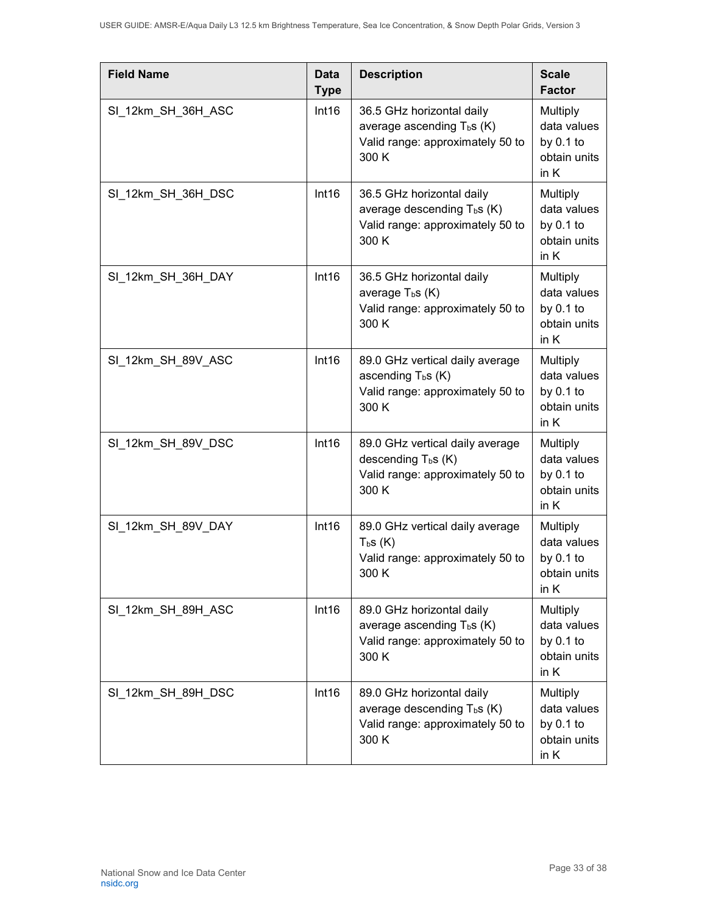| Field Name | Data Type | Description | Scale Factor |
|---|---|---|---|
| SI_12km_SH_36H_ASC | Int16 | 36.5 GHz horizontal daily average ascending $T_b$s (K) Valid range: approximately 50 to 300 K | Multiply data values by 0.1 to obtain units in K |
| SI_12km_SH_36H_DSC | Int16 | 36.5 GHz horizontal daily average descending $T_b$s (K) Valid range: approximately 50 to 300 K | Multiply data values by 0.1 to obtain units in K |
| SI_12km_SH_36H_DAY | Int16 | 36.5 GHz horizontal daily average $T_b$s (K) Valid range: approximately 50 to 300 K | Multiply data values by 0.1 to obtain units in K |
| SI_12km_SH_89V_ASC | Int16 | 89.0 GHz vertical daily average ascending $T_b$s (K) Valid range: approximately 50 to 300 K | Multiply data values by 0.1 to obtain units in K |
| SI_12km_SH_89V_DSC | Int16 | 89.0 GHz vertical daily average descending $T_b$s (K) Valid range: approximately 50 to 300 K | Multiply data values by 0.1 to obtain units in K |
| SI_12km_SH_89V_DAY | Int16 | 89.0 GHz vertical daily average $T_b$s (K) Valid range: approximately 50 to 300 K | Multiply data values by 0.1 to obtain units in K |
| SI_12km_SH_89H_ASC | Int16 | 89.0 GHz horizontal daily average ascending $T_b$s (K) Valid range: approximately 50 to 300 K | Multiply data values by 0.1 to obtain units in K |
| SI_12km_SH_89H_DSC | Int16 | 89.0 GHz horizontal daily average descending $T_b$s (K) Valid range: approximately 50 to 300 K | Multiply data values by 0.1 to obtain units in K |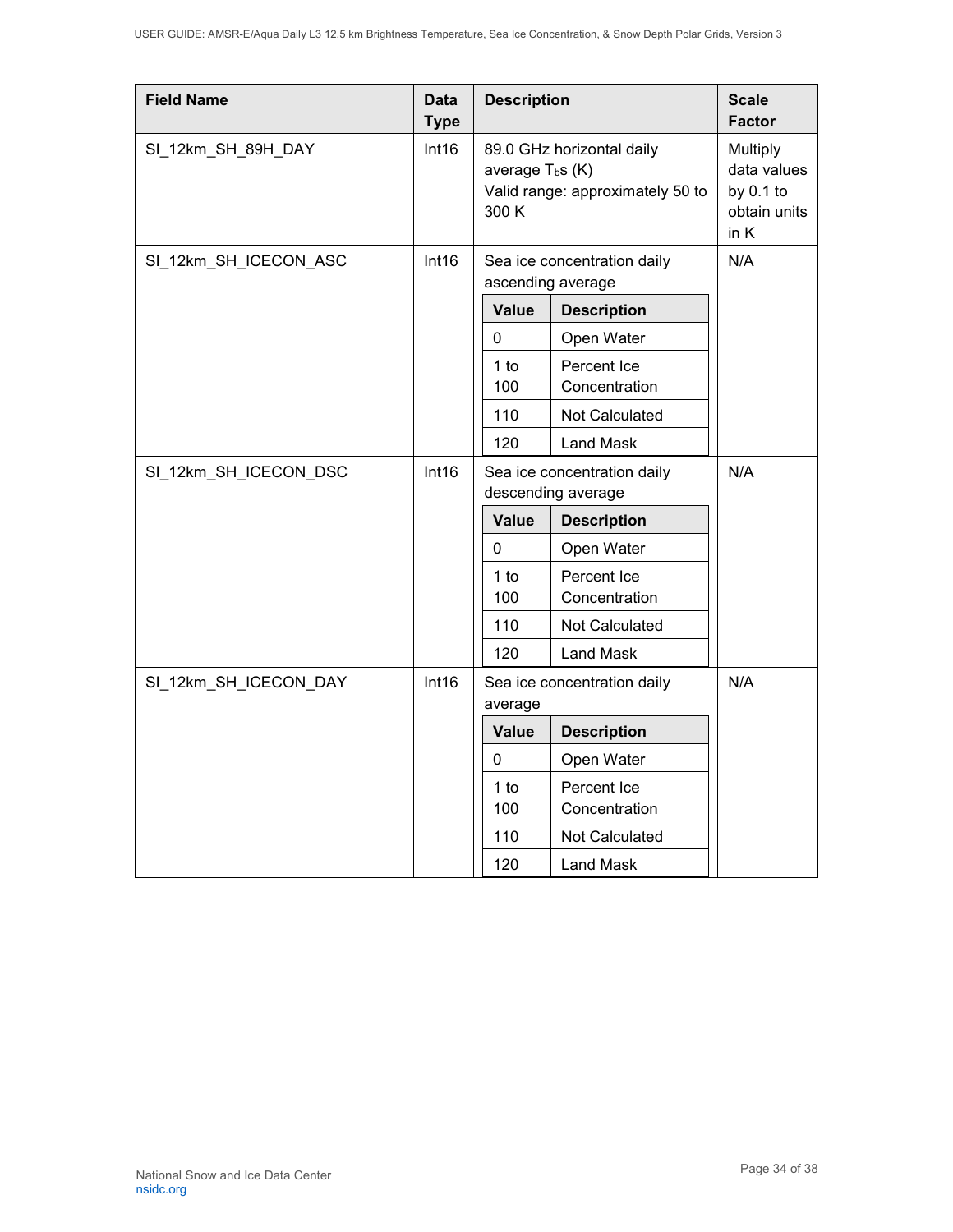| Field Name | Data Type | Description | Scale Factor |
|---|---|---|---|
| SI_12km_SH_89H_DAY | Int16 | 89.0 GHz horizontal daily average $T_b$s (K)<br>Valid range: approximately 50 to 300 K | Multiply data values by 0.1 to obtain units in K |
| SI_12km_SH_ICECON_ASC | Int16 | Sea ice concentration daily ascending average<br><br>**Value** / **Description**<br>0: Open Water<br>1 to 100: Percent Ice Concentration<br>110: Not Calculated<br>120: Land Mask | N/A |
| SI_12km_SH_ICECON_DSC | Int16 | Sea ice concentration daily descending average<br><br>**Value** / **Description**<br>0: Open Water<br>1 to 100: Percent Ice Concentration<br>110: Not Calculated<br>120: Land Mask | N/A |
| SI_12km_SH_ICECON_DAY | Int16 | Sea ice concentration daily average<br><br>**Value** / **Description**<br>0: Open Water<br>1 to 100: Percent Ice Concentration<br>110: Not Calculated<br>120: Land Mask | N/A |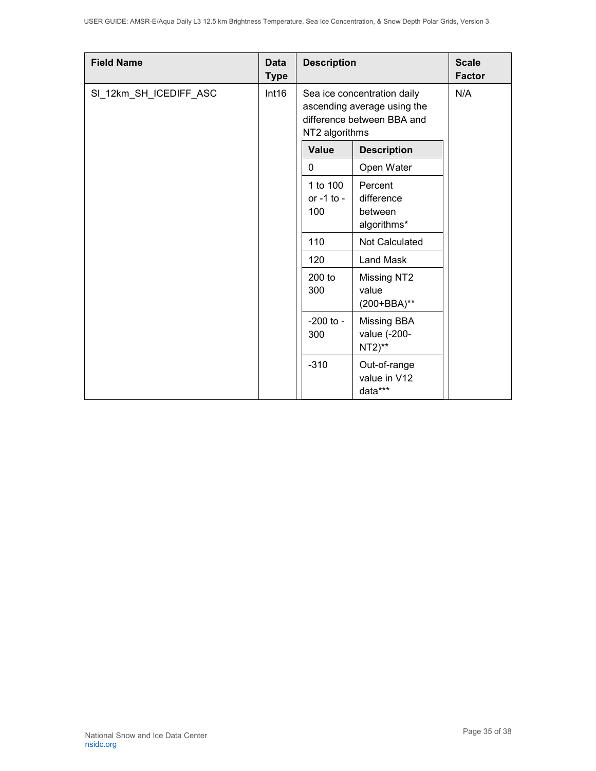| Field Name | Data Type | Description | Scale Factor |
|---|---|---|---|
| SI_12km_SH_ICEDIFF_ASC | Int16 | Sea ice concentration daily ascending average using the difference between BBA and NT2 algorithms<br><br>**Value** / **Description**<br>0 — Open Water<br>1 to 100 or -1 to -100 — Percent difference between algorithms*<br>110 — Not Calculated<br>120 — Land Mask<br>200 to 300 — Missing NT2 value (200+BBA)**<br>-200 to -300 — Missing BBA value (-200-NT2)**<br>-310 — Out-of-range value in V12 data*** | N/A |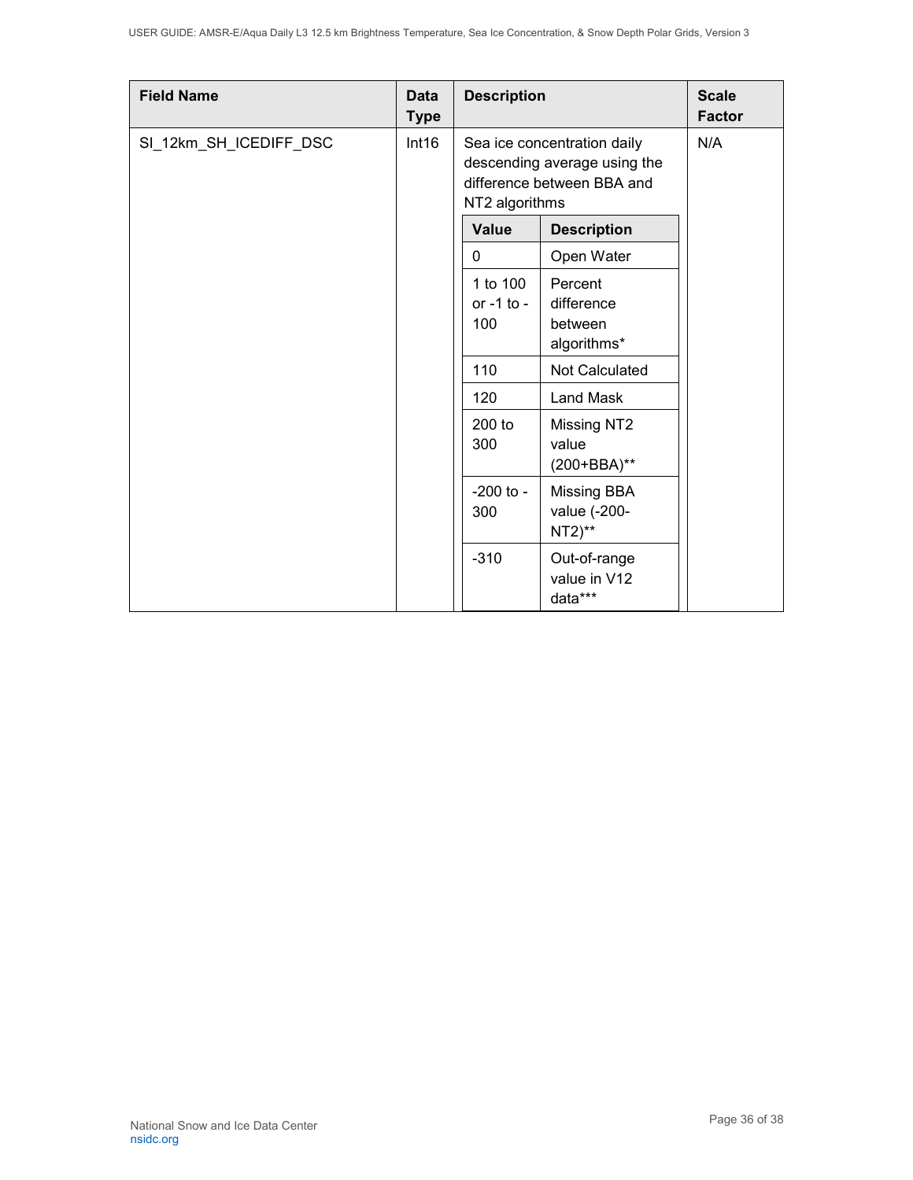| Field Name | Data Type | Description | Scale Factor |
|---|---|---|---|
| SI_12km_SH_ICEDIFF_DSC | Int16 | Sea ice concentration daily descending average using the difference between BBA and NT2 algorithms<br><br>**Value** / **Description**<br>0 / Open Water<br>1 to 100 or -1 to -100 / Percent difference between algorithms*<br>110 / Not Calculated<br>120 / Land Mask<br>200 to 300 / Missing NT2 value (200+BBA)**<br>-200 to -300 / Missing BBA value (-200-NT2)**<br>-310 / Out-of-range value in V12 data*** | N/A |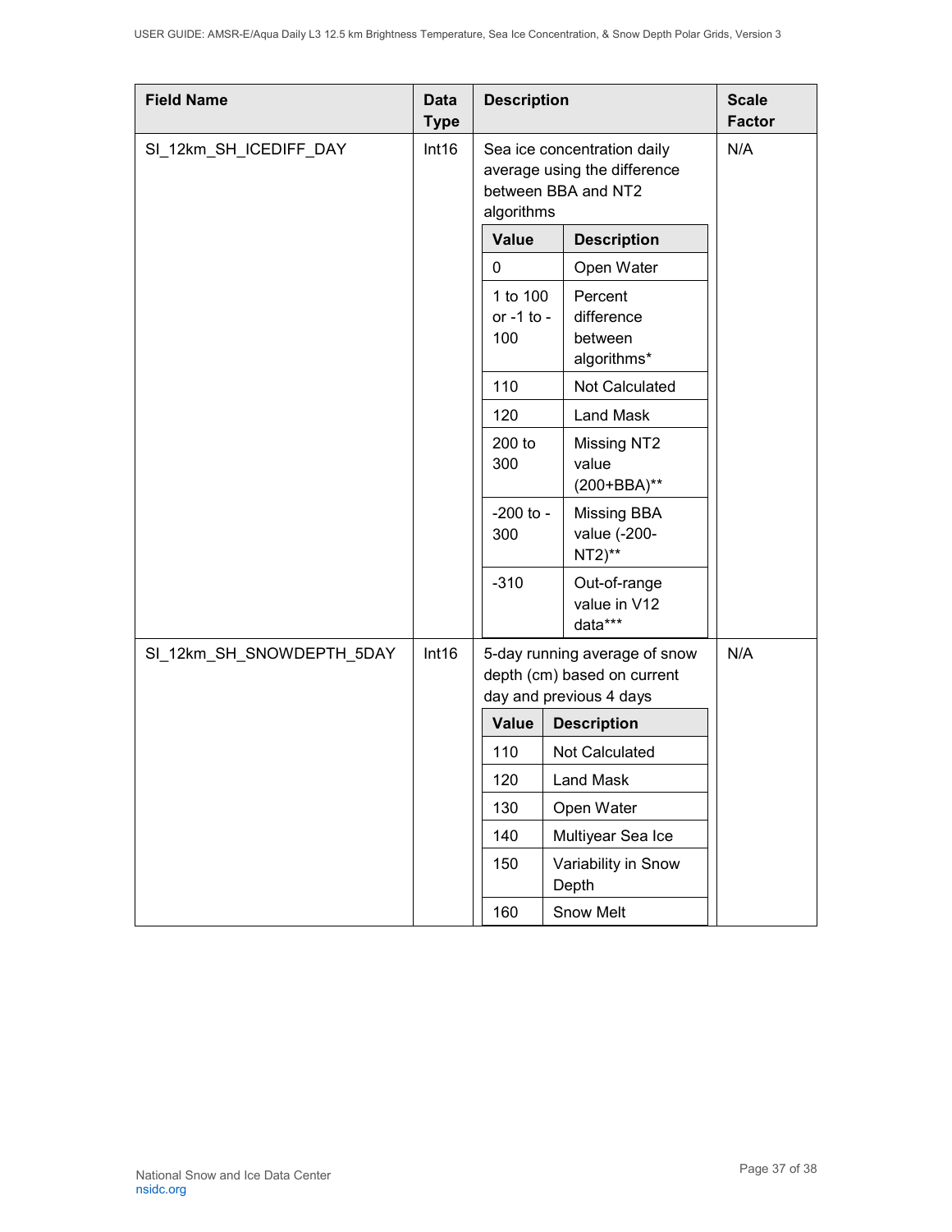| Field Name | Data Type | Description | Scale Factor |
|---|---|---|---|
| SI_12km_SH_ICEDIFF_DAY | Int16 | Sea ice concentration daily average using the difference between BBA and NT2 algorithms<br><br>**Value** / **Description**<br>0 — Open Water<br>1 to 100 or -1 to -100 — Percent difference between algorithms*<br>110 — Not Calculated<br>120 — Land Mask<br>200 to 300 — Missing NT2 value (200+BBA)**<br>-200 to -300 — Missing BBA value (-200-NT2)**<br>-310 — Out-of-range value in V12 data*** | N/A |
| SI_12km_SH_SNOWDEPTH_5DAY | Int16 | 5-day running average of snow depth (cm) based on current day and previous 4 days<br><br>**Value** / **Description**<br>110 — Not Calculated<br>120 — Land Mask<br>130 — Open Water<br>140 — Multiyear Sea Ice<br>150 — Variability in Snow Depth<br>160 — Snow Melt | N/A |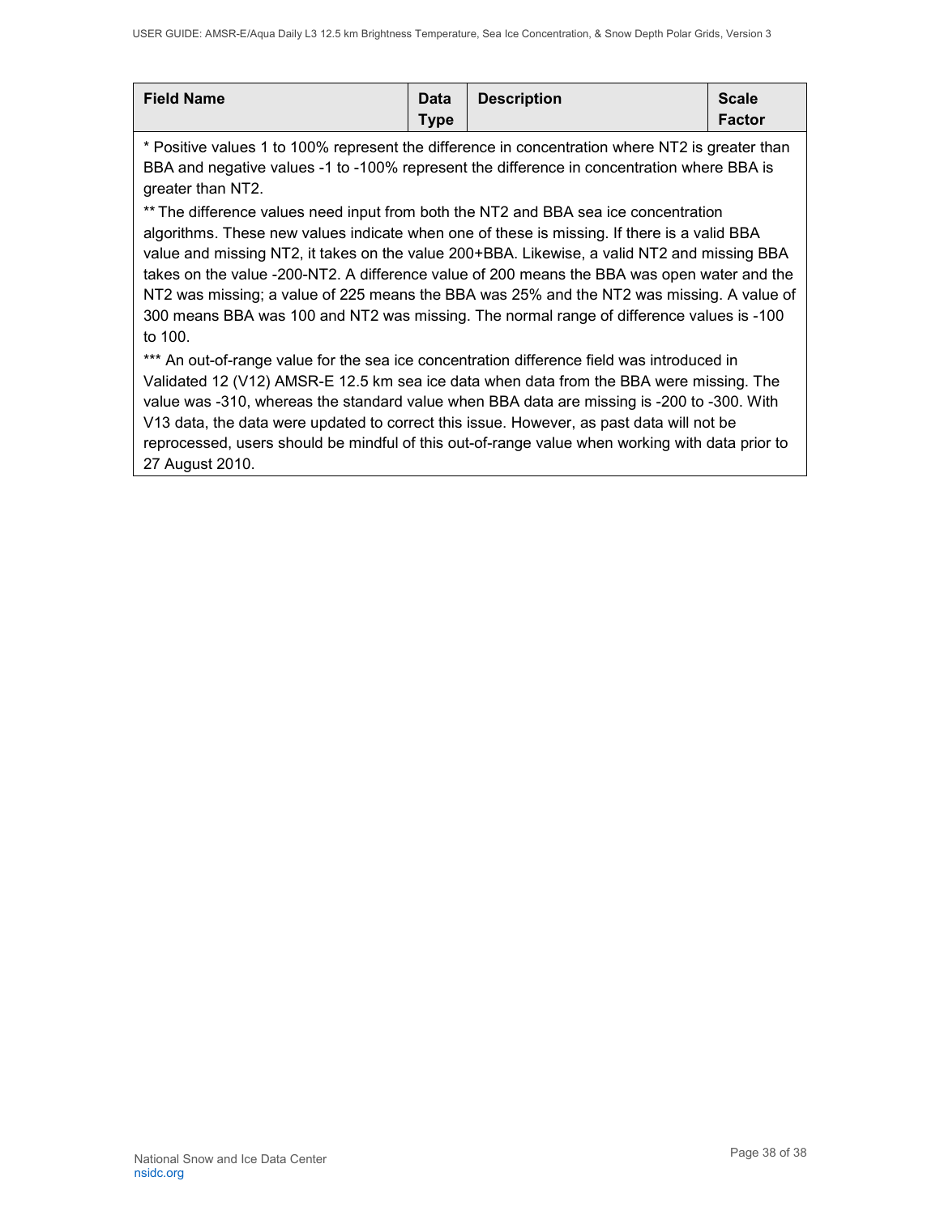| Field Name | Data Type | Description | Scale Factor |
|---|---|---|---|
| * Positive values 1 to 100% represent the difference in concentration where NT2 is greater than BBA and negative values -1 to -100% represent the difference in concentration where BBA is greater than NT2.<br>** The difference values need input from both the NT2 and BBA sea ice concentration algorithms. These new values indicate when one of these is missing. If there is a valid BBA value and missing NT2, it takes on the value 200+BBA. Likewise, a valid NT2 and missing BBA takes on the value -200-NT2. A difference value of 200 means the BBA was open water and the NT2 was missing; a value of 225 means the BBA was 25% and the NT2 was missing. A value of 300 means BBA was 100 and NT2 was missing. The normal range of difference values is -100 to 100.<br>*** An out-of-range value for the sea ice concentration difference field was introduced in Validated 12 (V12) AMSR-E 12.5 km sea ice data when data from the BBA were missing. The value was -310, whereas the standard value when BBA data are missing is -200 to -300. With V13 data, the data were updated to correct this issue. However, as past data will not be reprocessed, users should be mindful of this out-of-range value when working with data prior to 27 August 2010. | | | |